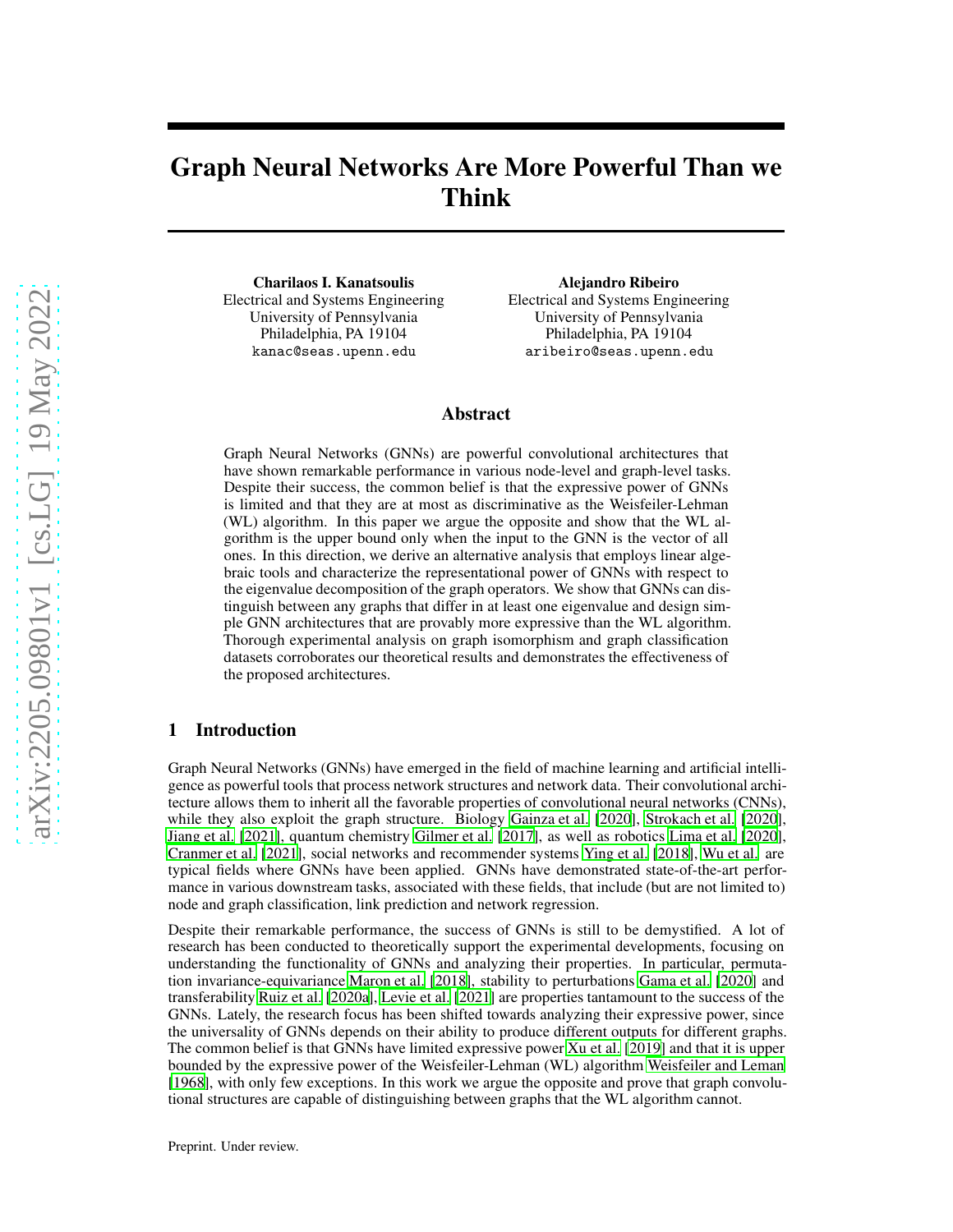# Graph Neural Networks Are More Powerful Than we Think

**Charilaos I. Kanatsoulis**
Electrical and Systems Engineering
University of Pennsylvania
Philadelphia, PA 19104
`kanac@seas.upenn.edu`

**Alejandro Ribeiro**
Electrical and Systems Engineering
University of Pennsylvania
Philadelphia, PA 19104
`aribeiro@seas.upenn.edu`

## Abstract

Graph Neural Networks (GNNs) are powerful convolutional architectures that have shown remarkable performance in various node-level and graph-level tasks. Despite their success, the common belief is that the expressive power of GNNs is limited and that they are at most as discriminative as the Weisfeiler-Lehman (WL) algorithm. In this paper we argue the opposite and show that the WL algorithm is the upper bound only when the input to the GNN is the vector of all ones. In this direction, we derive an alternative analysis that employs linear algebraic tools and characterize the representational power of GNNs with respect to the eigenvalue decomposition of the graph operators. We show that GNNs can distinguish between any graphs that differ in at least one eigenvalue and design simple GNN architectures that are provably more expressive than the WL algorithm. Thorough experimental analysis on graph isomorphism and graph classification datasets corroborates our theoretical results and demonstrates the effectiveness of the proposed architectures.

## 1 Introduction

Graph Neural Networks (GNNs) have emerged in the field of machine learning and artificial intelligence as powerful tools that process network structures and network data. Their convolutional architecture allows them to inherit all the favorable properties of convolutional neural networks (CNNs), while they also exploit the graph structure. Biology Gainza et al. [2020], Strokach et al. [2020], Jiang et al. [2021], quantum chemistry Gilmer et al. [2017], as well as robotics Lima et al. [2020], Cranmer et al. [2021], social networks and recommender systems Ying et al. [2018], Wu et al. are typical fields where GNNs have been applied. GNNs have demonstrated state-of-the-art performance in various downstream tasks, associated with these fields, that include (but are not limited to) node and graph classification, link prediction and network regression.

Despite their remarkable performance, the success of GNNs is still to be demystified. A lot of research has been conducted to theoretically support the experimental developments, focusing on understanding the functionality of GNNs and analyzing their properties. In particular, permutation invariance-equivariance Maron et al. [2018], stability to perturbations Gama et al. [2020] and transferability Ruiz et al. [2020a], Levie et al. [2021] are properties tantamount to the success of the GNNs. Lately, the research focus has been shifted towards analyzing their expressive power, since the universality of GNNs depends on their ability to produce different outputs for different graphs. The common belief is that GNNs have limited expressive power Xu et al. [2019] and that it is upper bounded by the expressive power of the Weisfeiler-Lehman (WL) algorithm Weisfeiler and Leman [1968], with only few exceptions. In this work we argue the opposite and prove that graph convolutional structures are capable of distinguishing between graphs that the WL algorithm cannot.

Preprint. Under review.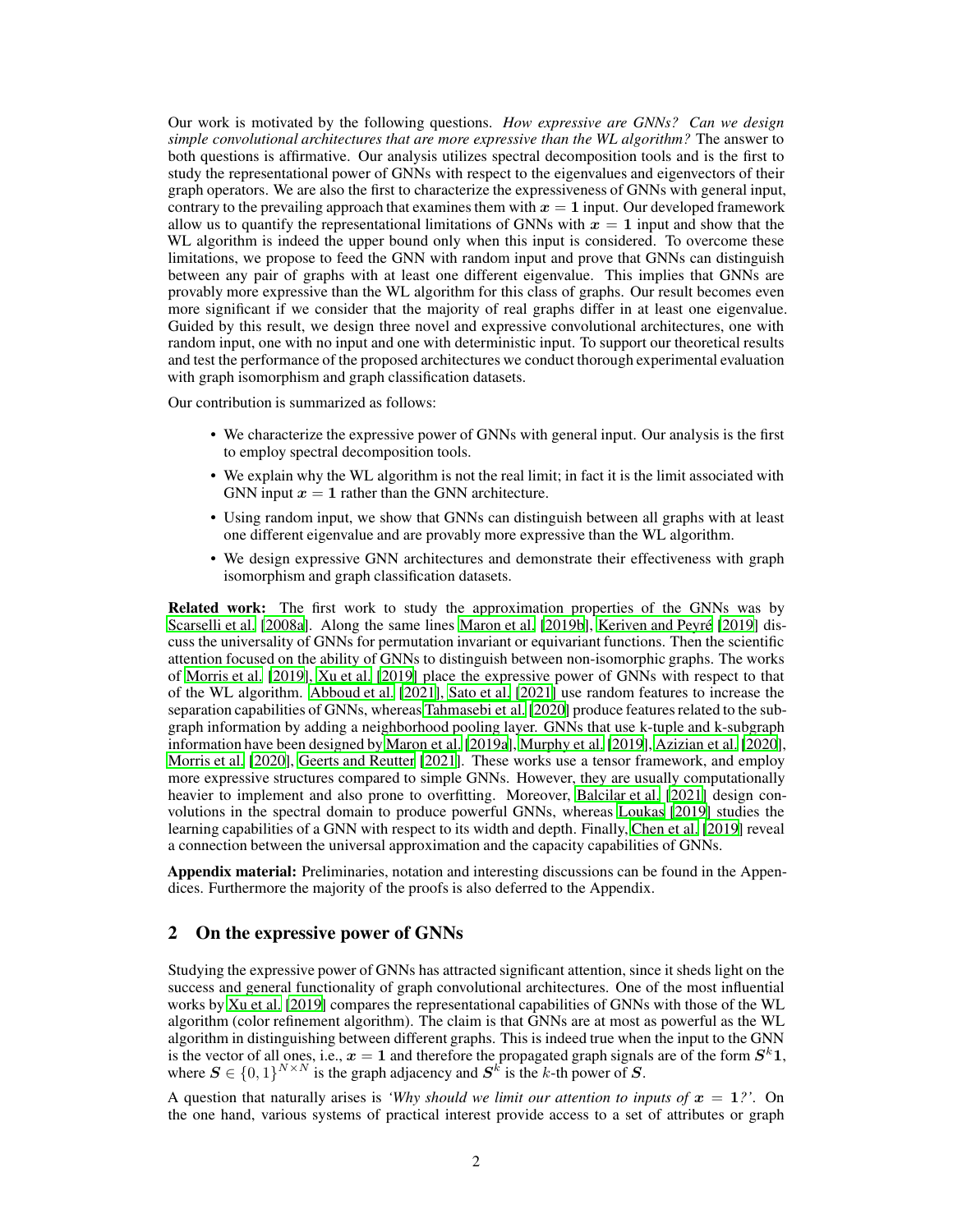Our work is motivated by the following questions. *How expressive are GNNs? Can we design simple convolutional architectures that are more expressive than the WL algorithm?* The answer to both questions is affirmative. Our analysis utilizes spectral decomposition tools and is the first to study the representational power of GNNs with respect to the eigenvalues and eigenvectors of their graph operators. We are also the first to characterize the expressiveness of GNNs with general input, contrary to the prevailing approach that examines them with $\boldsymbol{x} = \mathbf{1}$ input. Our developed framework allow us to quantify the representational limitations of GNNs with $\boldsymbol{x} = \mathbf{1}$ input and show that the WL algorithm is indeed the upper bound only when this input is considered. To overcome these limitations, we propose to feed the GNN with random input and prove that GNNs can distinguish between any pair of graphs with at least one different eigenvalue. This implies that GNNs are provably more expressive than the WL algorithm for this class of graphs. Our result becomes even more significant if we consider that the majority of real graphs differ in at least one eigenvalue. Guided by this result, we design three novel and expressive convolutional architectures, one with random input, one with no input and one with deterministic input. To support our theoretical results and test the performance of the proposed architectures we conduct thorough experimental evaluation with graph isomorphism and graph classification datasets.

Our contribution is summarized as follows:

- We characterize the expressive power of GNNs with general input. Our analysis is the first to employ spectral decomposition tools.
- We explain why the WL algorithm is not the real limit; in fact it is the limit associated with GNN input $\boldsymbol{x} = \mathbf{1}$ rather than the GNN architecture.
- Using random input, we show that GNNs can distinguish between all graphs with at least one different eigenvalue and are provably more expressive than the WL algorithm.
- We design expressive GNN architectures and demonstrate their effectiveness with graph isomorphism and graph classification datasets.

**Related work:** The first work to study the approximation properties of the GNNs was by Scarselli et al. [2008a]. Along the same lines Maron et al. [2019b], Keriven and Peyré [2019] discuss the universality of GNNs for permutation invariant or equivariant functions. Then the scientific attention focused on the ability of GNNs to distinguish between non-isomorphic graphs. The works of Morris et al. [2019], Xu et al. [2019] place the expressive power of GNNs with respect to that of the WL algorithm. Abboud et al. [2021], Sato et al. [2021] use random features to increase the separation capabilities of GNNs, whereas Tahmasebi et al. [2020] produce features related to the subgraph information by adding a neighborhood pooling layer. GNNs that use k-tuple and k-subgraph information have been designed by Maron et al. [2019a], Murphy et al. [2019], Azizian et al. [2020], Morris et al. [2020], Geerts and Reutter [2021]. These works use a tensor framework, and employ more expressive structures compared to simple GNNs. However, they are usually computationally heavier to implement and also prone to overfitting. Moreover, Balcilar et al. [2021] design convolutions in the spectral domain to produce powerful GNNs, whereas Loukas [2019] studies the learning capabilities of a GNN with respect to its width and depth. Finally, Chen et al. [2019] reveal a connection between the universal approximation and the capacity capabilities of GNNs.

**Appendix material:** Preliminaries, notation and interesting discussions can be found in the Appendices. Furthermore the majority of the proofs is also deferred to the Appendix.

## 2 On the expressive power of GNNs

Studying the expressive power of GNNs has attracted significant attention, since it sheds light on the success and general functionality of graph convolutional architectures. One of the most influential works by Xu et al. [2019] compares the representational capabilities of GNNs with those of the WL algorithm (color refinement algorithm). The claim is that GNNs are at most as powerful as the WL algorithm in distinguishing between different graphs. This is indeed true when the input to the GNN is the vector of all ones, i.e., $\boldsymbol{x} = \mathbf{1}$ and therefore the propagated graph signals are of the form $\boldsymbol{S}^k\mathbf{1}$, where $\boldsymbol{S} \in \{0, 1\}^{N \times N}$ is the graph adjacency and $\boldsymbol{S}^k$ is the $k$-th power of $\boldsymbol{S}$.

A question that naturally arises is *'Why should we limit our attention to inputs of $\boldsymbol{x} = \mathbf{1}$?'*. On the one hand, various systems of practical interest provide access to a set of attributes or graph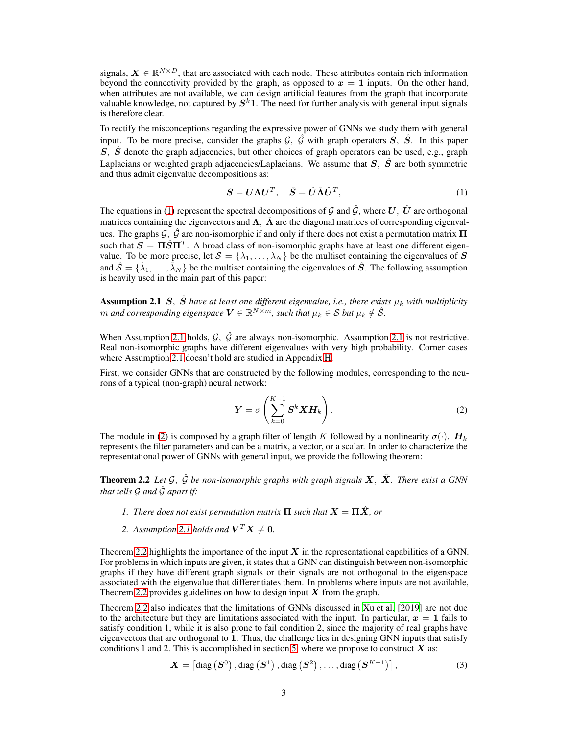signals, $\boldsymbol{X} \in \mathbb{R}^{N \times D}$, that are associated with each node. These attributes contain rich information beyond the connectivity provided by the graph, as opposed to $\boldsymbol{x} = \boldsymbol{1}$ inputs. On the other hand, when attributes are not available, we can design artificial features from the graph that incorporate valuable knowledge, not captured by $\boldsymbol{S}^k\boldsymbol{1}$. The need for further analysis with general input signals is therefore clear.

To rectify the misconceptions regarding the expressive power of GNNs we study them with general input. To be more precise, consider the graphs $\mathcal{G}$, $\hat{\mathcal{G}}$ with graph operators $\boldsymbol{S}$, $\hat{\boldsymbol{S}}$. In this paper $\boldsymbol{S}$, $\hat{\boldsymbol{S}}$ denote the graph adjacencies, but other choices of graph operators can be used, e.g., graph Laplacians or weighted graph adjacencies/Laplacians. We assume that $\boldsymbol{S}$, $\hat{\boldsymbol{S}}$ are both symmetric and thus admit eigenvalue decompositions as:

$$\boldsymbol{S} = \boldsymbol{U}\boldsymbol{\Lambda}\boldsymbol{U}^T, \quad \hat{\boldsymbol{S}} = \hat{\boldsymbol{U}}\hat{\boldsymbol{\Lambda}}\hat{\boldsymbol{U}}^T, \tag{1}$$

The equations in (1) represent the spectral decompositions of $\mathcal{G}$ and $\hat{\mathcal{G}}$, where $\boldsymbol{U}$, $\hat{\boldsymbol{U}}$ are orthogonal matrices containing the eigenvectors and $\boldsymbol{\Lambda}$, $\hat{\boldsymbol{\Lambda}}$ are the diagonal matrices of corresponding eigenvalues. The graphs $\mathcal{G}$, $\hat{\mathcal{G}}$ are non-isomorphic if and only if there does not exist a permutation matrix $\boldsymbol{\Pi}$ such that $\boldsymbol{S} = \boldsymbol{\Pi}\hat{\boldsymbol{S}}\boldsymbol{\Pi}^T$. A broad class of non-isomorphic graphs have at least one different eigenvalue. To be more precise, let $\mathcal{S} = \{\lambda_1, \dots, \lambda_N\}$ be the multiset containing the eigenvalues of $\boldsymbol{S}$ and $\hat{\mathcal{S}} = \{\hat{\lambda}_1, \dots, \hat{\lambda}_N\}$ be the multiset containing the eigenvalues of $\hat{\boldsymbol{S}}$. The following assumption is heavily used in the main part of this paper:

**Assumption 2.1** *$\boldsymbol{S}$, $\hat{\boldsymbol{S}}$ have at least one different eigenvalue, i.e., there exists $\mu_k$ with multiplicity $m$ and corresponding eigenspace $\boldsymbol{V} \in \mathbb{R}^{N \times m}$, such that $\mu_k \in \mathcal{S}$ but $\mu_k \notin \hat{\mathcal{S}}$.*

When Assumption 2.1 holds, $\mathcal{G}$, $\hat{\mathcal{G}}$ are always non-isomorphic. Assumption 2.1 is not restrictive. Real non-isomorphic graphs have different eigenvalues with very high probability. Corner cases where Assumption 2.1 doesn't hold are studied in Appendix H.

First, we consider GNNs that are constructed by the following modules, corresponding to the neurons of a typical (non-graph) neural network:

$$\boldsymbol{Y} = \sigma\left(\sum_{k=0}^{K-1} \boldsymbol{S}^k \boldsymbol{X} \boldsymbol{H}_k\right). \tag{2}$$

The module in (2) is composed by a graph filter of length $K$ followed by a nonlinearity $\sigma(\cdot)$. $\boldsymbol{H}_k$ represents the filter parameters and can be a matrix, a vector, or a scalar. In order to characterize the representational power of GNNs with general input, we provide the following theorem:

**Theorem 2.2** *Let $\mathcal{G}$, $\hat{\mathcal{G}}$ be non-isomorphic graphs with graph signals $\boldsymbol{X}$, $\hat{\boldsymbol{X}}$. There exist a GNN that tells $\mathcal{G}$ and $\hat{\mathcal{G}}$ apart if:*

1. *There does not exist permutation matrix $\boldsymbol{\Pi}$ such that $\boldsymbol{X} = \boldsymbol{\Pi}\hat{\boldsymbol{X}}$, or*
2. *Assumption 2.1 holds and $\boldsymbol{V}^T\boldsymbol{X} \neq \boldsymbol{0}$.*

Theorem 2.2 highlights the importance of the input $\boldsymbol{X}$ in the representational capabilities of a GNN. For problems in which inputs are given, it states that a GNN can distinguish between non-isomorphic graphs if they have different graph signals or their signals are not orthogonal to the eigenspace associated with the eigenvalue that differentiates them. In problems where inputs are not available, Theorem 2.2 provides guidelines on how to design input $\boldsymbol{X}$ from the graph.

Theorem 2.2 also indicates that the limitations of GNNs discussed in Xu et al. [2019] are not due to the architecture but they are limitations associated with the input. In particular, $\boldsymbol{x} = \boldsymbol{1}$ fails to satisfy condition 1, while it is also prone to fail condition 2, since the majority of real graphs have eigenvectors that are orthogonal to $\boldsymbol{1}$. Thus, the challenge lies in designing GNN inputs that satisfy conditions 1 and 2. This is accomplished in section 5, where we propose to construct $\boldsymbol{X}$ as:

$$\boldsymbol{X} = \left[\text{diag}\left(\boldsymbol{S}^0\right), \text{diag}\left(\boldsymbol{S}^1\right), \text{diag}\left(\boldsymbol{S}^2\right), \dots, \text{diag}\left(\boldsymbol{S}^{K-1}\right)\right], \tag{3}$$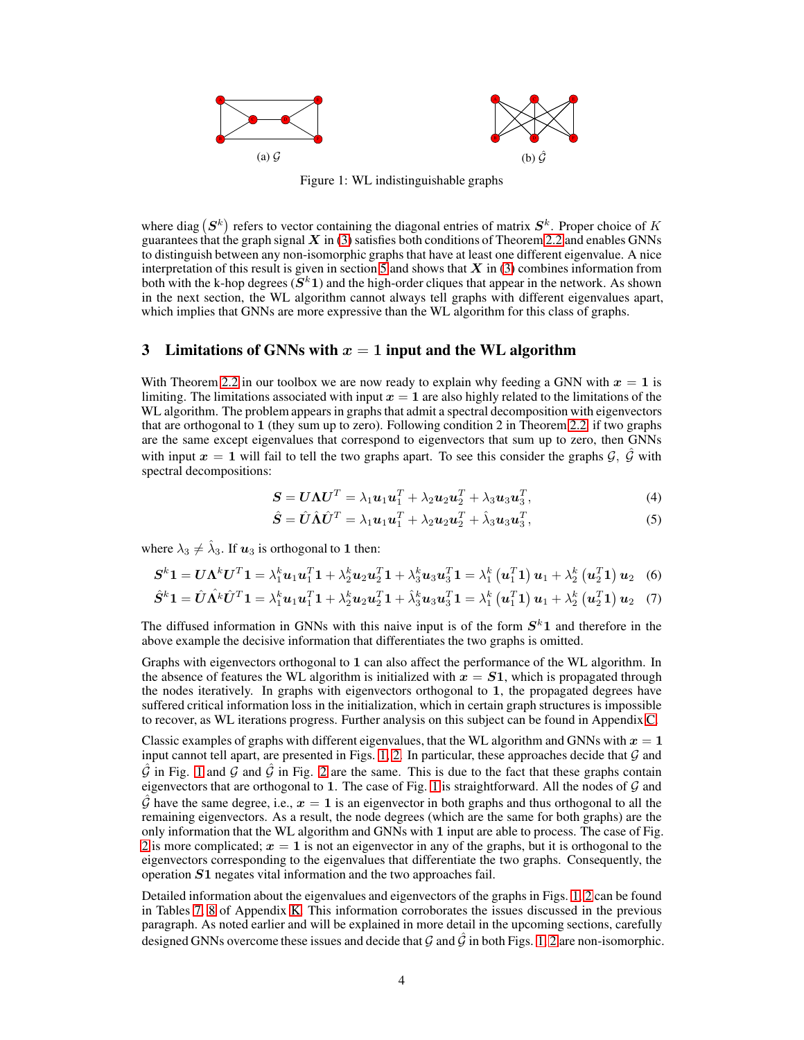(a) $\mathcal{G}$

(b) $\hat{\mathcal{G}}$

Figure 1: WL indistinguishable graphs

where diag $\left(\boldsymbol{S}^k\right)$ refers to vector containing the diagonal entries of matrix $\boldsymbol{S}^k$. Proper choice of $K$ guarantees that the graph signal $\boldsymbol{X}$ in (3) satisfies both conditions of Theorem 2.2 and enables GNNs to distinguish between any non-isomorphic graphs that have at least one different eigenvalue. A nice interpretation of this result is given in section 5 and shows that $\boldsymbol{X}$ in (3) combines information from both with the k-hop degrees ($\boldsymbol{S}^k\mathbf{1}$) and the high-order cliques that appear in the network. As shown in the next section, the WL algorithm cannot always tell graphs with different eigenvalues apart, which implies that GNNs are more expressive than the WL algorithm for this class of graphs.

## 3 Limitations of GNNs with $x = 1$ input and the WL algorithm

With Theorem 2.2 in our toolbox we are now ready to explain why feeding a GNN with $\boldsymbol{x} = \mathbf{1}$ is limiting. The limitations associated with input $\boldsymbol{x} = \mathbf{1}$ are also highly related to the limitations of the WL algorithm. The problem appears in graphs that admit a spectral decomposition with eigenvectors that are orthogonal to $\mathbf{1}$ (they sum up to zero). Following condition 2 in Theorem 2.2, if two graphs are the same except eigenvalues that correspond to eigenvectors that sum up to zero, then GNNs with input $\boldsymbol{x} = \mathbf{1}$ will fail to tell the two graphs apart. To see this consider the graphs $\mathcal{G}$, $\hat{\mathcal{G}}$ with spectral decompositions:

$$\boldsymbol{S} = \boldsymbol{U}\boldsymbol{\Lambda}\boldsymbol{U}^T = \lambda_1\boldsymbol{u}_1\boldsymbol{u}_1^T + \lambda_2\boldsymbol{u}_2\boldsymbol{u}_2^T + \lambda_3\boldsymbol{u}_3\boldsymbol{u}_3^T, \tag{4}$$

$$\hat{\boldsymbol{S}} = \hat{\boldsymbol{U}}\hat{\boldsymbol{\Lambda}}\hat{\boldsymbol{U}}^T = \lambda_1\boldsymbol{u}_1\boldsymbol{u}_1^T + \lambda_2\boldsymbol{u}_2\boldsymbol{u}_2^T + \hat{\lambda}_3\boldsymbol{u}_3\boldsymbol{u}_3^T, \tag{5}$$

where $\lambda_3 \neq \hat{\lambda}_3$. If $\boldsymbol{u}_3$ is orthogonal to $\mathbf{1}$ then:

$$\boldsymbol{S}^k\mathbf{1} = \boldsymbol{U}\boldsymbol{\Lambda}^k\boldsymbol{U}^T\mathbf{1} = \lambda_1^k\boldsymbol{u}_1\boldsymbol{u}_1^T\mathbf{1} + \lambda_2^k\boldsymbol{u}_2\boldsymbol{u}_2^T\mathbf{1} + \lambda_3^k\boldsymbol{u}_3\boldsymbol{u}_3^T\mathbf{1} = \lambda_1^k\left(\boldsymbol{u}_1^T\mathbf{1}\right)\boldsymbol{u}_1 + \lambda_2^k\left(\boldsymbol{u}_2^T\mathbf{1}\right)\boldsymbol{u}_2 \tag{6}$$

$$\hat{\boldsymbol{S}}^k\mathbf{1} = \hat{\boldsymbol{U}}\hat{\boldsymbol{\Lambda}}^k\hat{\boldsymbol{U}}^T\mathbf{1} = \lambda_1^k\boldsymbol{u}_1\boldsymbol{u}_1^T\mathbf{1} + \lambda_2^k\boldsymbol{u}_2\boldsymbol{u}_2^T\mathbf{1} + \hat{\lambda}_3^k\boldsymbol{u}_3\boldsymbol{u}_3^T\mathbf{1} = \lambda_1^k\left(\boldsymbol{u}_1^T\mathbf{1}\right)\boldsymbol{u}_1 + \lambda_2^k\left(\boldsymbol{u}_2^T\mathbf{1}\right)\boldsymbol{u}_2 \tag{7}$$

The diffused information in GNNs with this naive input is of the form $\boldsymbol{S}^k\mathbf{1}$ and therefore in the above example the decisive information that differentiates the two graphs is omitted.

Graphs with eigenvectors orthogonal to $\mathbf{1}$ can also affect the performance of the WL algorithm. In the absence of features the WL algorithm is initialized with $\boldsymbol{x} = \boldsymbol{S}\mathbf{1}$, which is propagated through the nodes iteratively. In graphs with eigenvectors orthogonal to $\mathbf{1}$, the propagated degrees have suffered critical information loss in the initialization, which in certain graph structures is impossible to recover, as WL iterations progress. Further analysis on this subject can be found in Appendix C.

Classic examples of graphs with different eigenvalues, that the WL algorithm and GNNs with $\boldsymbol{x} = \mathbf{1}$ input cannot tell apart, are presented in Figs. 1, 2. In particular, these approaches decide that $\mathcal{G}$ and $\hat{\mathcal{G}}$ in Fig. 1 and $\mathcal{G}$ and $\hat{\mathcal{G}}$ in Fig. 2 are the same. This is due to the fact that these graphs contain eigenvectors that are orthogonal to $\mathbf{1}$. The case of Fig. 1 is straightforward. All the nodes of $\mathcal{G}$ and $\hat{\mathcal{G}}$ have the same degree, i.e., $\boldsymbol{x} = \mathbf{1}$ is an eigenvector in both graphs and thus orthogonal to all the remaining eigenvectors. As a result, the node degrees (which are the same for both graphs) are the only information that the WL algorithm and GNNs with $\mathbf{1}$ input are able to process. The case of Fig. 2 is more complicated; $\boldsymbol{x} = \mathbf{1}$ is not an eigenvector in any of the graphs, but it is orthogonal to the eigenvectors corresponding to the eigenvalues that differentiate the two graphs. Consequently, the operation $\boldsymbol{S}\mathbf{1}$ negates vital information and the two approaches fail.

Detailed information about the eigenvalues and eigenvectors of the graphs in Figs. 1, 2 can be found in Tables 7, 8 of Appendix K. This information corroborates the issues discussed in the previous paragraph. As noted earlier and will be explained in more detail in the upcoming sections, carefully designed GNNs overcome these issues and decide that $\mathcal{G}$ and $\hat{\mathcal{G}}$ in both Figs. 1, 2 are non-isomorphic.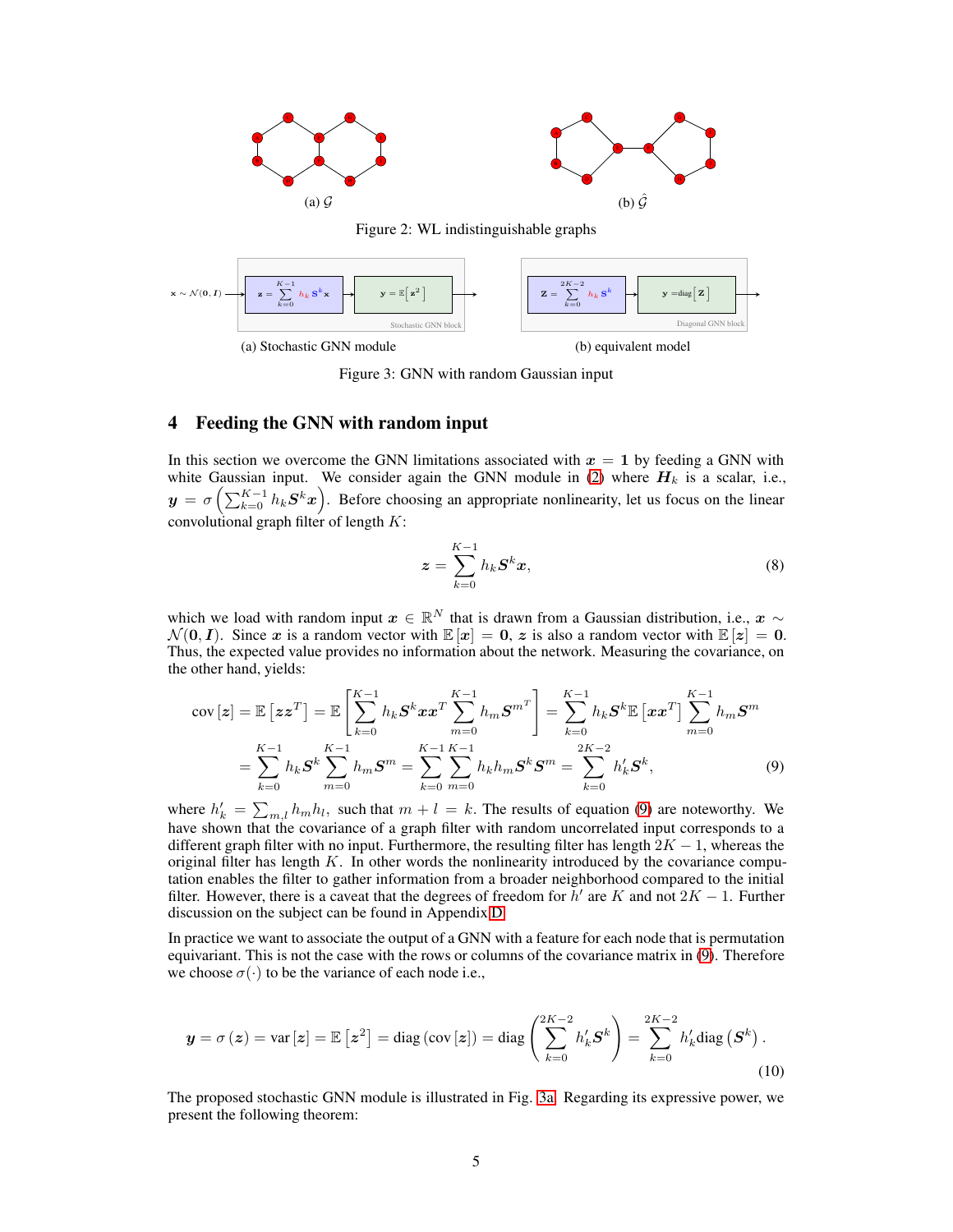(a) $\mathcal{G}$

(b) $\hat{\mathcal{G}}$

Figure 2: WL indistinguishable graphs

(a) Stochastic GNN module

(b) equivalent model

Figure 3: GNN with random Gaussian input

# 4 Feeding the GNN with random input

In this section we overcome the GNN limitations associated with $\boldsymbol{x} = \mathbf{1}$ by feeding a GNN with white Gaussian input. We consider again the GNN module in (2) where $\boldsymbol{H}_k$ is a scalar, i.e., $\boldsymbol{y} = \sigma\left(\sum_{k=0}^{K-1} h_k \boldsymbol{S}^k \boldsymbol{x}\right)$. Before choosing an appropriate nonlinearity, let us focus on the linear convolutional graph filter of length $K$:

$$\boldsymbol{z} = \sum_{k=0}^{K-1} h_k \boldsymbol{S}^k \boldsymbol{x}, \tag{8}$$

which we load with random input $\boldsymbol{x} \in \mathbb{R}^N$ that is drawn from a Gaussian distribution, i.e., $\boldsymbol{x} \sim \mathcal{N}(\mathbf{0}, \boldsymbol{I})$. Since $\boldsymbol{x}$ is a random vector with $\mathbb{E}[\boldsymbol{x}] = \mathbf{0}$, $\boldsymbol{z}$ is also a random vector with $\mathbb{E}[\boldsymbol{z}] = \mathbf{0}$. Thus, the expected value provides no information about the network. Measuring the covariance, on the other hand, yields:

$$\begin{aligned}
\text{cov}[\boldsymbol{z}] &= \mathbb{E}\left[\boldsymbol{z}\boldsymbol{z}^T\right] = \mathbb{E}\left[\sum_{k=0}^{K-1} h_k \boldsymbol{S}^k \boldsymbol{x}\boldsymbol{x}^T \sum_{m=0}^{K-1} h_m {\boldsymbol{S}^m}^T\right] = \sum_{k=0}^{K-1} h_k \boldsymbol{S}^k \mathbb{E}\left[\boldsymbol{x}\boldsymbol{x}^T\right] \sum_{m=0}^{K-1} h_m \boldsymbol{S}^m \\
&= \sum_{k=0}^{K-1} h_k \boldsymbol{S}^k \sum_{m=0}^{K-1} h_m \boldsymbol{S}^m = \sum_{k=0}^{K-1}\sum_{m=0}^{K-1} h_k h_m \boldsymbol{S}^k \boldsymbol{S}^m = \sum_{k=0}^{2K-2} h'_k \boldsymbol{S}^k,
\end{aligned} \tag{9}$$

where $h'_k = \sum_{m,l} h_m h_l$, such that $m + l = k$. The results of equation (9) are noteworthy. We have shown that the covariance of a graph filter with random uncorrelated input corresponds to a different graph filter with no input. Furthermore, the resulting filter has length $2K-1$, whereas the original filter has length $K$. In other words the nonlinearity introduced by the covariance computation enables the filter to gather information from a broader neighborhood compared to the initial filter. However, there is a caveat that the degrees of freedom for $h'$ are $K$ and not $2K-1$. Further discussion on the subject can be found in Appendix D.

In practice we want to associate the output of a GNN with a feature for each node that is permutation equivariant. This is not the case with the rows or columns of the covariance matrix in (9). Therefore we choose $\sigma(\cdot)$ to be the variance of each node i.e.,

$$\boldsymbol{y} = \sigma(\boldsymbol{z}) = \text{var}[\boldsymbol{z}] = \mathbb{E}\left[\boldsymbol{z}^2\right] = \text{diag}\left(\text{cov}[\boldsymbol{z}]\right) = \text{diag}\left(\sum_{k=0}^{2K-2} h'_k \boldsymbol{S}^k\right) = \sum_{k=0}^{2K-2} h'_k \text{diag}\left(\boldsymbol{S}^k\right). \tag{10}$$

The proposed stochastic GNN module is illustrated in Fig. 3a. Regarding its expressive power, we present the following theorem: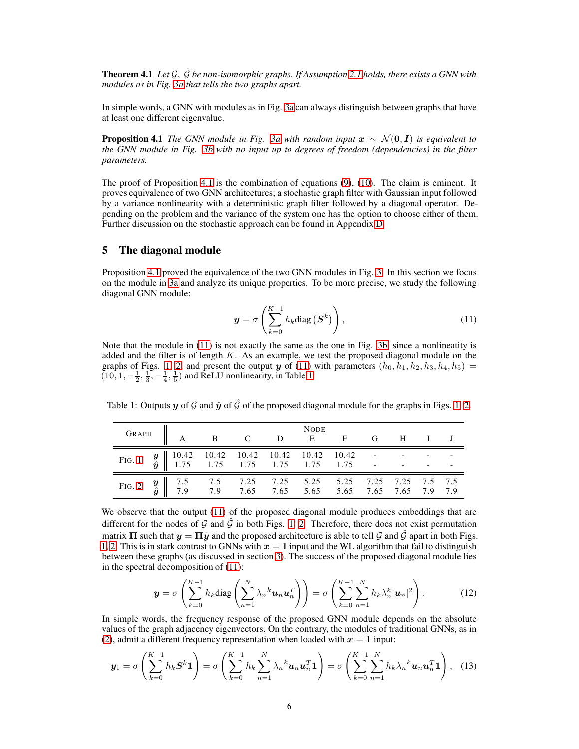**Theorem 4.1** *Let $\mathcal{G}$, $\hat{\mathcal{G}}$ be non-isomorphic graphs. If Assumption 2.1 holds, there exists a GNN with modules as in Fig. 3a that tells the two graphs apart.*

In simple words, a GNN with modules as in Fig. 3a can always distinguish between graphs that have at least one different eigenvalue.

**Proposition 4.1** *The GNN module in Fig. 3a with random input $\boldsymbol{x} \sim \mathcal{N}(\boldsymbol{0}, \boldsymbol{I})$ is equivalent to the GNN module in Fig. 3b with no input up to degrees of freedom (dependencies) in the filter parameters.*

The proof of Proposition 4.1 is the combination of equations (9), (10). The claim is eminent. It proves equivalence of two GNN architectures; a stochastic graph filter with Gaussian input followed by a variance nonlinearity with a deterministic graph filter followed by a diagonal operator. Depending on the problem and the variance of the system one has the option to choose either of them. Further discussion on the stochastic approach can be found in Appendix D.

## 5 The diagonal module

Proposition 4.1 proved the equivalence of the two GNN modules in Fig. 3. In this section we focus on the module in 3a and analyze its unique properties. To be more precise, we study the following diagonal GNN module:

$$\boldsymbol{y} = \sigma\left(\sum_{k=0}^{K-1} h_k \text{diag}\left(\boldsymbol{S}^k\right)\right), \tag{11}$$

Note that the module in (11) is not exactly the same as the one in Fig. 3b since a nonlineatity is added and the filter is of length $K$. As an example, we test the proposed diagonal module on the graphs of Figs. 1, 2 and present the output $\boldsymbol{y}$ of (11) with parameters $(h_0, h_1, h_2, h_3, h_4, h_5) = (10, 1, -\frac{1}{2}, \frac{1}{3}, -\frac{1}{4}, \frac{1}{5})$ and ReLU nonlinearity, in Table 1.

Table 1: Outputs $\boldsymbol{y}$ of $\mathcal{G}$ and $\hat{\boldsymbol{y}}$ of $\hat{\mathcal{G}}$ of the proposed diagonal module for the graphs in Figs. 1, 2.

| Graph | | A | B | C | D | E | F | G | H | I | J |
|---|---|---|---|---|---|---|---|---|---|---|---|
| Fig. 1 | $\boldsymbol{y}$ | 10.42 | 10.42 | 10.42 | 10.42 | 10.42 | 10.42 | - | - | - | - |
| | $\hat{\boldsymbol{y}}$ | 1.75 | 1.75 | 1.75 | 1.75 | 1.75 | 1.75 | - | - | - | - |
| Fig. 2 | $\boldsymbol{y}$ | 7.5 | 7.5 | 7.25 | 7.25 | 5.25 | 5.25 | 7.25 | 7.25 | 7.5 | 7.5 |
| | $\hat{\boldsymbol{y}}$ | 7.9 | 7.9 | 7.65 | 7.65 | 5.65 | 5.65 | 7.65 | 7.65 | 7.9 | 7.9 |

We observe that the output (11) of the proposed diagonal module produces embeddings that are different for the nodes of $\mathcal{G}$ and $\hat{\mathcal{G}}$ in both Figs. 1, 2. Therefore, there does not exist permutation matrix $\boldsymbol{\Pi}$ such that $\boldsymbol{y} = \boldsymbol{\Pi}\hat{\boldsymbol{y}}$ and the proposed architecture is able to tell $\mathcal{G}$ and $\hat{\mathcal{G}}$ apart in both Figs. 1, 2. This is in stark contrast to GNNs with $\boldsymbol{x} = \boldsymbol{1}$ input and the WL algorithm that fail to distinguish between these graphs (as discussed in section 3). The success of the proposed diagonal module lies in the spectral decomposition of (11):

$$\boldsymbol{y} = \sigma\left(\sum_{k=0}^{K-1} h_k \text{diag}\left(\sum_{n=1}^{N} {\lambda_n}^k \boldsymbol{u}_n \boldsymbol{u}_n^T\right)\right) = \sigma\left(\sum_{k=0}^{K-1}\sum_{n=1}^{N} h_k \lambda_n^k |\boldsymbol{u}_n|^2\right). \tag{12}$$

In simple words, the frequency response of the proposed GNN module depends on the absolute values of the graph adjacency eigenvectors. On the contrary, the modules of traditional GNNs, as in (2), admit a different frequency representation when loaded with $\boldsymbol{x} = \boldsymbol{1}$ input:

$$\boldsymbol{y}_1 = \sigma\left(\sum_{k=0}^{K-1} h_k \boldsymbol{S}^k \boldsymbol{1}\right) = \sigma\left(\sum_{k=0}^{K-1} h_k \sum_{n=1}^{N} {\lambda_n}^k \boldsymbol{u}_n \boldsymbol{u}_n^T \boldsymbol{1}\right) = \sigma\left(\sum_{k=0}^{K-1}\sum_{n=1}^{N} h_k {\lambda_n}^k \boldsymbol{u}_n \boldsymbol{u}_n^T \boldsymbol{1}\right), \tag{13}$$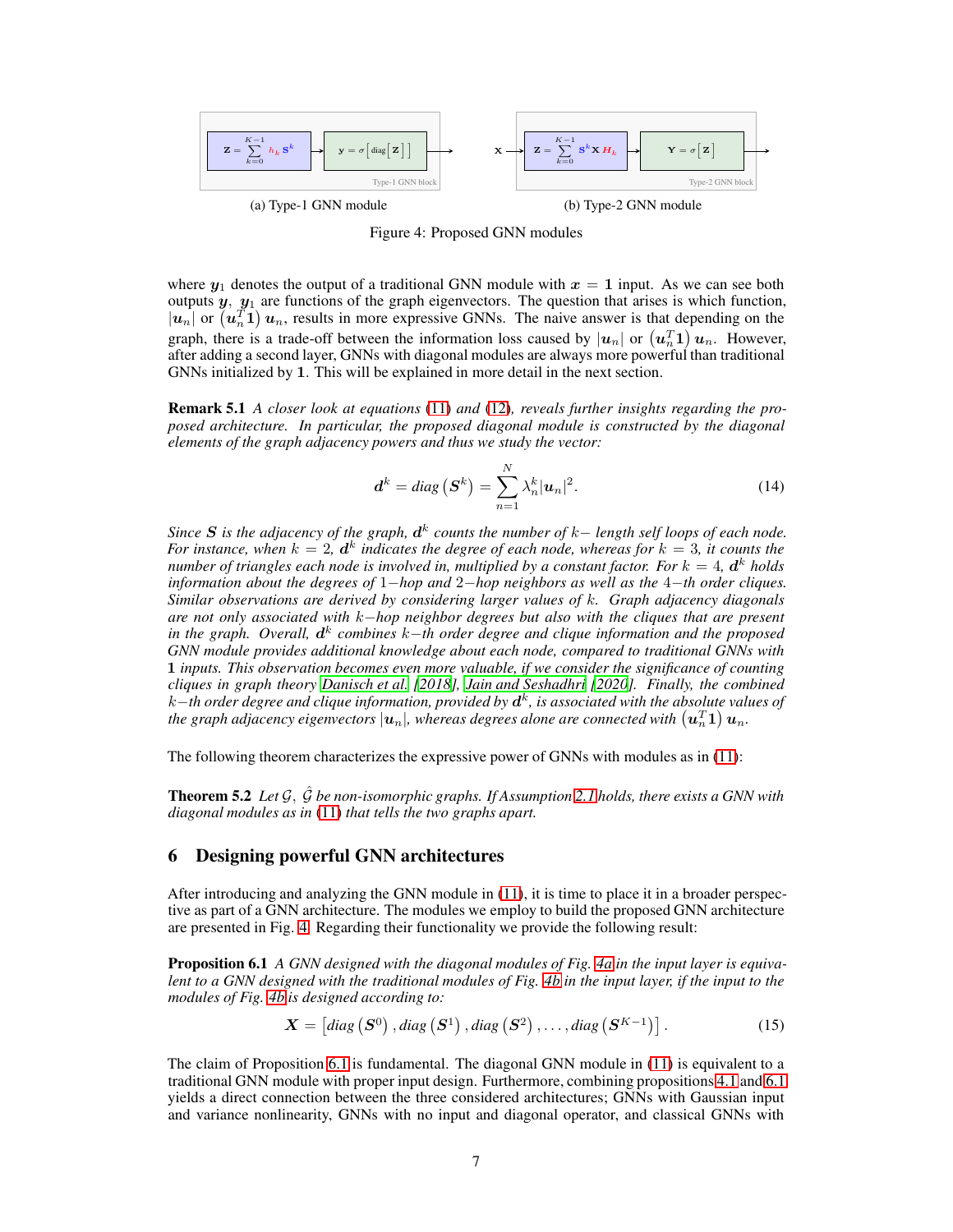(a) Type-1 GNN module

(b) Type-2 GNN module

Figure 4: Proposed GNN modules

where $\boldsymbol{y}_1$ denotes the output of a traditional GNN module with $\boldsymbol{x} = \mathbf{1}$ input. As we can see both outputs $\boldsymbol{y}$, $\boldsymbol{y}_1$ are functions of the graph eigenvectors. The question that arises is which function, $|\boldsymbol{u}_n|$ or $\left(\boldsymbol{u}_n^T \mathbf{1}\right) \boldsymbol{u}_n$, results in more expressive GNNs. The naive answer is that depending on the graph, there is a trade-off between the information loss caused by $|\boldsymbol{u}_n|$ or $\left(\boldsymbol{u}_n^T \mathbf{1}\right) \boldsymbol{u}_n$. However, after adding a second layer, GNNs with diagonal modules are always more powerful than traditional GNNs initialized by $\mathbf{1}$. This will be explained in more detail in the next section.

**Remark 5.1** *A closer look at equations (11) and (12), reveals further insights regarding the proposed architecture. In particular, the proposed diagonal module is constructed by the diagonal elements of the graph adjacency powers and thus we study the vector:*

$$\boldsymbol{d}^k = diag\left(\boldsymbol{S}^k\right) = \sum_{n=1}^{N} \lambda_n^k |\boldsymbol{u}_n|^2. \tag{14}$$

*Since $\boldsymbol{S}$ is the adjacency of the graph, $\boldsymbol{d}^k$ counts the number of $k-$ length self loops of each node. For instance, when $k = 2$, $\boldsymbol{d}^k$ indicates the degree of each node, whereas for $k = 3$, it counts the number of triangles each node is involved in, multiplied by a constant factor. For $k = 4$, $\boldsymbol{d}^k$ holds information about the degrees of $1-$hop and $2-$hop neighbors as well as the $4-$th order cliques. Similar observations are derived by considering larger values of $k$. Graph adjacency diagonals are not only associated with $k-$hop neighbor degrees but also with the cliques that are present in the graph. Overall, $\boldsymbol{d}^k$ combines $k-$th order degree and clique information and the proposed GNN module provides additional knowledge about each node, compared to traditional GNNs with $\mathbf{1}$ inputs. This observation becomes even more valuable, if we consider the significance of counting cliques in graph theory Danisch et al. [2018], Jain and Seshadhri [2020]. Finally, the combined $k-$th order degree and clique information, provided by $\boldsymbol{d}^k$, is associated with the absolute values of the graph adjacency eigenvectors $|\boldsymbol{u}_n|$, whereas degrees alone are connected with $\left(\boldsymbol{u}_n^T \mathbf{1}\right) \boldsymbol{u}_n$.*

The following theorem characterizes the expressive power of GNNs with modules as in (11):

**Theorem 5.2** *Let $\mathcal{G}$, $\hat{\mathcal{G}}$ be non-isomorphic graphs. If Assumption 2.1 holds, there exists a GNN with diagonal modules as in (11) that tells the two graphs apart.*

## 6 Designing powerful GNN architectures

After introducing and analyzing the GNN module in (11), it is time to place it in a broader perspective as part of a GNN architecture. The modules we employ to build the proposed GNN architecture are presented in Fig. 4. Regarding their functionality we provide the following result:

**Proposition 6.1** *A GNN designed with the diagonal modules of Fig. 4a in the input layer is equivalent to a GNN designed with the traditional modules of Fig. 4b in the input layer, if the input to the modules of Fig. 4b is designed according to:*

$$\boldsymbol{X} = \left[diag\left(\boldsymbol{S}^0\right), diag\left(\boldsymbol{S}^1\right), diag\left(\boldsymbol{S}^2\right), \ldots, diag\left(\boldsymbol{S}^{K-1}\right)\right]. \tag{15}$$

The claim of Proposition 6.1 is fundamental. The diagonal GNN module in (11) is equivalent to a traditional GNN module with proper input design. Furthermore, combining propositions 4.1 and 6.1 yields a direct connection between the three considered architectures; GNNs with Gaussian input and variance nonlinearity, GNNs with no input and diagonal operator, and classical GNNs with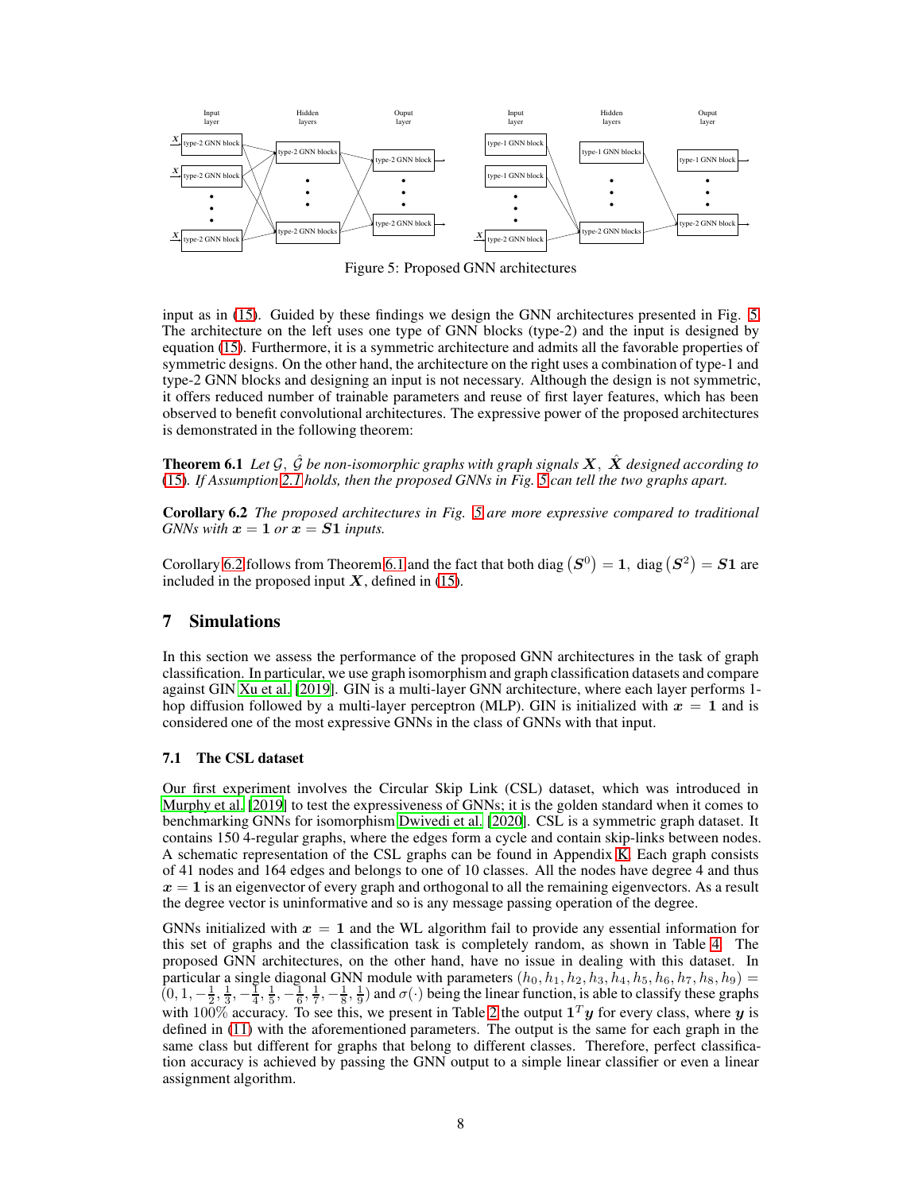Figure 5: Proposed GNN architectures

input as in (15). Guided by these findings we design the GNN architectures presented in Fig. 5. The architecture on the left uses one type of GNN blocks (type-2) and the input is designed by equation (15). Furthermore, it is a symmetric architecture and admits all the favorable properties of symmetric designs. On the other hand, the architecture on the right uses a combination of type-1 and type-2 GNN blocks and designing an input is not necessary. Although the design is not symmetric, it offers reduced number of trainable parameters and reuse of first layer features, which has been observed to benefit convolutional architectures. The expressive power of the proposed architectures is demonstrated in the following theorem:

**Theorem 6.1** *Let $\mathcal{G}$, $\hat{\mathcal{G}}$ be non-isomorphic graphs with graph signals $\boldsymbol{X}$, $\hat{\boldsymbol{X}}$ designed according to (15). If Assumption 2.1 holds, then the proposed GNNs in Fig. 5 can tell the two graphs apart.*

**Corollary 6.2** *The proposed architectures in Fig. 5 are more expressive compared to traditional GNNs with $\boldsymbol{x} = \boldsymbol{1}$ or $\boldsymbol{x} = \boldsymbol{S1}$ inputs.*

Corollary 6.2 follows from Theorem 6.1 and the fact that both $\text{diag}\left(\boldsymbol{S}^0\right) = \boldsymbol{1},\ \text{diag}\left(\boldsymbol{S}^2\right) = \boldsymbol{S1}$ are included in the proposed input $\boldsymbol{X}$, defined in (15).

## 7 Simulations

In this section we assess the performance of the proposed GNN architectures in the task of graph classification. In particular, we use graph isomorphism and graph classification datasets and compare against GIN Xu et al. [2019]. GIN is a multi-layer GNN architecture, where each layer performs 1-hop diffusion followed by a multi-layer perceptron (MLP). GIN is initialized with $\boldsymbol{x} = \boldsymbol{1}$ and is considered one of the most expressive GNNs in the class of GNNs with that input.

### 7.1 The CSL dataset

Our first experiment involves the Circular Skip Link (CSL) dataset, which was introduced in Murphy et al. [2019] to test the expressiveness of GNNs; it is the golden standard when it comes to benchmarking GNNs for isomorphism Dwivedi et al. [2020]. CSL is a symmetric graph dataset. It contains 150 4-regular graphs, where the edges form a cycle and contain skip-links between nodes. A schematic representation of the CSL graphs can be found in Appendix K. Each graph consists of 41 nodes and 164 edges and belongs to one of 10 classes. All the nodes have degree 4 and thus $\boldsymbol{x} = \boldsymbol{1}$ is an eigenvector of every graph and orthogonal to all the remaining eigenvectors. As a result the degree vector is uninformative and so is any message passing operation of the degree.

GNNs initialized with $\boldsymbol{x} = \boldsymbol{1}$ and the WL algorithm fail to provide any essential information for this set of graphs and the classification task is completely random, as shown in Table 4. The proposed GNN architectures, on the other hand, have no issue in dealing with this dataset. In particular a single diagonal GNN module with parameters $(h_0, h_1, h_2, h_3, h_4, h_5, h_6, h_7, h_8, h_9) = (0, 1, -\frac{1}{2}, \frac{1}{3}, -\frac{1}{4}, \frac{1}{5}, -\frac{1}{6}, \frac{1}{7}, -\frac{1}{8}, \frac{1}{9})$ and $\sigma(\cdot)$ being the linear function, is able to classify these graphs with $100\%$ accuracy. To see this, we present in Table 2 the output $\boldsymbol{1}^T\boldsymbol{y}$ for every class, where $\boldsymbol{y}$ is defined in (11) with the aforementioned parameters. The output is the same for each graph in the same class but different for graphs that belong to different classes. Therefore, perfect classification accuracy is achieved by passing the GNN output to a simple linear classifier or even a linear assignment algorithm.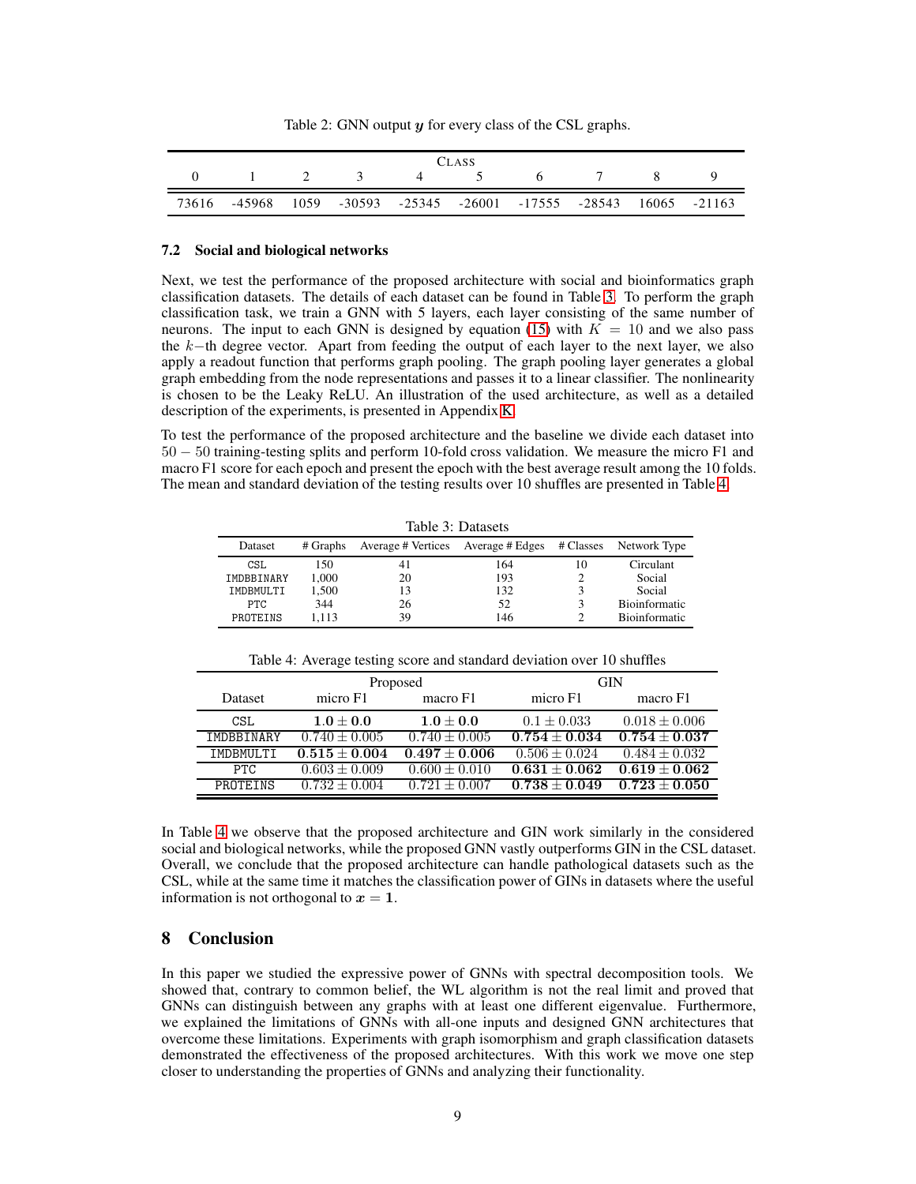Table 2: GNN output $\boldsymbol{y}$ for every class of the CSL graphs.

| CLASS | | | | | | | | | |
|---|---|---|---|---|---|---|---|---|---|
| 0 | 1 | 2 | 3 | 4 | 5 | 6 | 7 | 8 | 9 |
| 73616 | -45968 | 1059 | -30593 | -25345 | -26001 | -17555 | -28543 | 16065 | -21163 |

### 7.2 Social and biological networks

Next, we test the performance of the proposed architecture with social and bioinformatics graph classification datasets. The details of each dataset can be found in Table 3. To perform the graph classification task, we train a GNN with 5 layers, each layer consisting of the same number of neurons. The input to each GNN is designed by equation (15) with $K = 10$ and we also pass the $k-$th degree vector. Apart from feeding the output of each layer to the next layer, we also apply a readout function that performs graph pooling. The graph pooling layer generates a global graph embedding from the node representations and passes it to a linear classifier. The nonlinearity is chosen to be the Leaky ReLU. An illustration of the used architecture, as well as a detailed description of the experiments, is presented in Appendix K.

To test the performance of the proposed architecture and the baseline we divide each dataset into $50-50$ training-testing splits and perform 10-fold cross validation. We measure the micro F1 and macro F1 score for each epoch and present the epoch with the best average result among the 10 folds. The mean and standard deviation of the testing results over 10 shuffles are presented in Table 4.

Table 3: Datasets

| Dataset | # Graphs | Average # Vertices | Average # Edges | # Classes | Network Type |
|---|---|---|---|---|---|
| CSL | 150 | 41 | 164 | 10 | Circulant |
| IMDBBINARY | 1,000 | 20 | 193 | 2 | Social |
| IMDBMULTI | 1,500 | 13 | 132 | 3 | Social |
| PTC | 344 | 26 | 52 | 3 | Bioinformatic |
| PROTEINS | 1,113 | 39 | 146 | 2 | Bioinformatic |

Table 4: Average testing score and standard deviation over 10 shuffles

| Dataset | Proposed | | GIN | |
|---|---|---|---|---|
| | micro F1 | macro F1 | micro F1 | macro F1 |
| CSL | $\mathbf{1.0 \pm 0.0}$ | $\mathbf{1.0 \pm 0.0}$ | $0.1 \pm 0.033$ | $0.018 \pm 0.006$ |
| IMDBBINARY | $0.740 \pm 0.005$ | $0.740 \pm 0.005$ | $\mathbf{0.754 \pm 0.034}$ | $\mathbf{0.754 \pm 0.037}$ |
| IMDBMULTI | $\mathbf{0.515 \pm 0.004}$ | $\mathbf{0.497 \pm 0.006}$ | $0.506 \pm 0.024$ | $0.484 \pm 0.032$ |
| PTC | $0.603 \pm 0.009$ | $0.600 \pm 0.010$ | $\mathbf{0.631 \pm 0.062}$ | $\mathbf{0.619 \pm 0.062}$ |
| PROTEINS | $0.732 \pm 0.004$ | $0.721 \pm 0.007$ | $\mathbf{0.738 \pm 0.049}$ | $\mathbf{0.723 \pm 0.050}$ |

In Table 4 we observe that the proposed architecture and GIN work similarly in the considered social and biological networks, while the proposed GNN vastly outperforms GIN in the CSL dataset. Overall, we conclude that the proposed architecture can handle pathological datasets such as the CSL, while at the same time it matches the classification power of GINs in datasets where the useful information is not orthogonal to $\boldsymbol{x} = \mathbf{1}$.

## 8 Conclusion

In this paper we studied the expressive power of GNNs with spectral decomposition tools. We showed that, contrary to common belief, the WL algorithm is not the real limit and proved that GNNs can distinguish between any graphs with at least one different eigenvalue. Furthermore, we explained the limitations of GNNs with all-one inputs and designed GNN architectures that overcome these limitations. Experiments with graph isomorphism and graph classification datasets demonstrated the effectiveness of the proposed architectures. With this work we move one step closer to understanding the properties of GNNs and analyzing their functionality.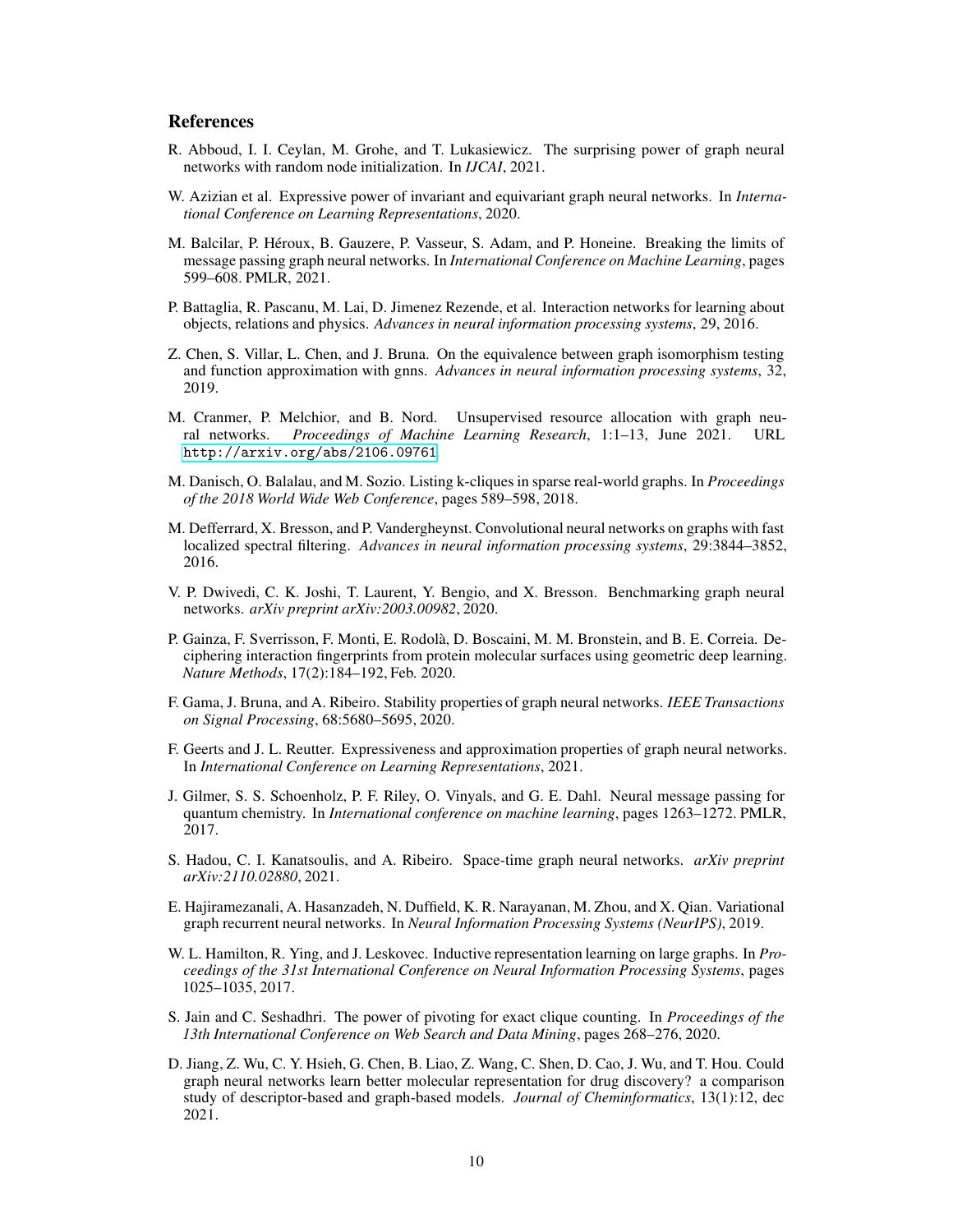## References

R. Abboud, I. I. Ceylan, M. Grohe, and T. Lukasiewicz. The surprising power of graph neural networks with random node initialization. In *IJCAI*, 2021.

W. Azizian et al. Expressive power of invariant and equivariant graph neural networks. In *International Conference on Learning Representations*, 2020.

M. Balcilar, P. Héroux, B. Gauzere, P. Vasseur, S. Adam, and P. Honeine. Breaking the limits of message passing graph neural networks. In *International Conference on Machine Learning*, pages 599–608. PMLR, 2021.

P. Battaglia, R. Pascanu, M. Lai, D. Jimenez Rezende, et al. Interaction networks for learning about objects, relations and physics. *Advances in neural information processing systems*, 29, 2016.

Z. Chen, S. Villar, L. Chen, and J. Bruna. On the equivalence between graph isomorphism testing and function approximation with gnns. *Advances in neural information processing systems*, 32, 2019.

M. Cranmer, P. Melchior, and B. Nord. Unsupervised resource allocation with graph neural networks. *Proceedings of Machine Learning Research*, 1:1–13, June 2021. URL http://arxiv.org/abs/2106.09761.

M. Danisch, O. Balalau, and M. Sozio. Listing k-cliques in sparse real-world graphs. In *Proceedings of the 2018 World Wide Web Conference*, pages 589–598, 2018.

M. Defferrard, X. Bresson, and P. Vandergheynst. Convolutional neural networks on graphs with fast localized spectral filtering. *Advances in neural information processing systems*, 29:3844–3852, 2016.

V. P. Dwivedi, C. K. Joshi, T. Laurent, Y. Bengio, and X. Bresson. Benchmarking graph neural networks. *arXiv preprint arXiv:2003.00982*, 2020.

P. Gainza, F. Sverrisson, F. Monti, E. Rodolà, D. Boscaini, M. M. Bronstein, and B. E. Correia. Deciphering interaction fingerprints from protein molecular surfaces using geometric deep learning. *Nature Methods*, 17(2):184–192, Feb. 2020.

F. Gama, J. Bruna, and A. Ribeiro. Stability properties of graph neural networks. *IEEE Transactions on Signal Processing*, 68:5680–5695, 2020.

F. Geerts and J. L. Reutter. Expressiveness and approximation properties of graph neural networks. In *International Conference on Learning Representations*, 2021.

J. Gilmer, S. S. Schoenholz, P. F. Riley, O. Vinyals, and G. E. Dahl. Neural message passing for quantum chemistry. In *International conference on machine learning*, pages 1263–1272. PMLR, 2017.

S. Hadou, C. I. Kanatsoulis, and A. Ribeiro. Space-time graph neural networks. *arXiv preprint arXiv:2110.02880*, 2021.

E. Hajiramezanali, A. Hasanzadeh, N. Duffield, K. R. Narayanan, M. Zhou, and X. Qian. Variational graph recurrent neural networks. In *Neural Information Processing Systems (NeurIPS)*, 2019.

W. L. Hamilton, R. Ying, and J. Leskovec. Inductive representation learning on large graphs. In *Proceedings of the 31st International Conference on Neural Information Processing Systems*, pages 1025–1035, 2017.

S. Jain and C. Seshadhri. The power of pivoting for exact clique counting. In *Proceedings of the 13th International Conference on Web Search and Data Mining*, pages 268–276, 2020.

D. Jiang, Z. Wu, C. Y. Hsieh, G. Chen, B. Liao, Z. Wang, C. Shen, D. Cao, J. Wu, and T. Hou. Could graph neural networks learn better molecular representation for drug discovery? a comparison study of descriptor-based and graph-based models. *Journal of Cheminformatics*, 13(1):12, dec 2021.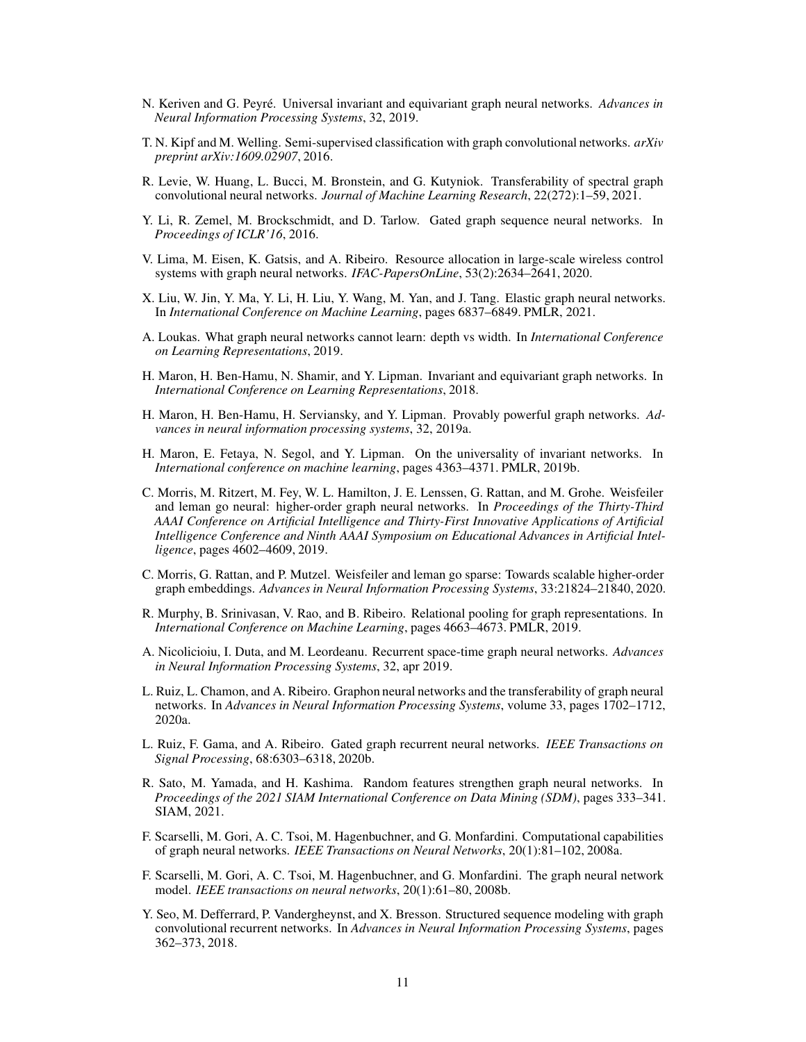N. Keriven and G. Peyré. Universal invariant and equivariant graph neural networks. *Advances in Neural Information Processing Systems*, 32, 2019.

T. N. Kipf and M. Welling. Semi-supervised classification with graph convolutional networks. *arXiv preprint arXiv:1609.02907*, 2016.

R. Levie, W. Huang, L. Bucci, M. Bronstein, and G. Kutyniok. Transferability of spectral graph convolutional neural networks. *Journal of Machine Learning Research*, 22(272):1–59, 2021.

Y. Li, R. Zemel, M. Brockschmidt, and D. Tarlow. Gated graph sequence neural networks. In *Proceedings of ICLR'16*, 2016.

V. Lima, M. Eisen, K. Gatsis, and A. Ribeiro. Resource allocation in large-scale wireless control systems with graph neural networks. *IFAC-PapersOnLine*, 53(2):2634–2641, 2020.

X. Liu, W. Jin, Y. Ma, Y. Li, H. Liu, Y. Wang, M. Yan, and J. Tang. Elastic graph neural networks. In *International Conference on Machine Learning*, pages 6837–6849. PMLR, 2021.

A. Loukas. What graph neural networks cannot learn: depth vs width. In *International Conference on Learning Representations*, 2019.

H. Maron, H. Ben-Hamu, N. Shamir, and Y. Lipman. Invariant and equivariant graph networks. In *International Conference on Learning Representations*, 2018.

H. Maron, H. Ben-Hamu, H. Serviansky, and Y. Lipman. Provably powerful graph networks. *Advances in neural information processing systems*, 32, 2019a.

H. Maron, E. Fetaya, N. Segol, and Y. Lipman. On the universality of invariant networks. In *International conference on machine learning*, pages 4363–4371. PMLR, 2019b.

C. Morris, M. Ritzert, M. Fey, W. L. Hamilton, J. E. Lenssen, G. Rattan, and M. Grohe. Weisfeiler and leman go neural: higher-order graph neural networks. In *Proceedings of the Thirty-Third AAAI Conference on Artificial Intelligence and Thirty-First Innovative Applications of Artificial Intelligence Conference and Ninth AAAI Symposium on Educational Advances in Artificial Intelligence*, pages 4602–4609, 2019.

C. Morris, G. Rattan, and P. Mutzel. Weisfeiler and leman go sparse: Towards scalable higher-order graph embeddings. *Advances in Neural Information Processing Systems*, 33:21824–21840, 2020.

R. Murphy, B. Srinivasan, V. Rao, and B. Ribeiro. Relational pooling for graph representations. In *International Conference on Machine Learning*, pages 4663–4673. PMLR, 2019.

A. Nicolicioiu, I. Duta, and M. Leordeanu. Recurrent space-time graph neural networks. *Advances in Neural Information Processing Systems*, 32, apr 2019.

L. Ruiz, L. Chamon, and A. Ribeiro. Graphon neural networks and the transferability of graph neural networks. In *Advances in Neural Information Processing Systems*, volume 33, pages 1702–1712, 2020a.

L. Ruiz, F. Gama, and A. Ribeiro. Gated graph recurrent neural networks. *IEEE Transactions on Signal Processing*, 68:6303–6318, 2020b.

R. Sato, M. Yamada, and H. Kashima. Random features strengthen graph neural networks. In *Proceedings of the 2021 SIAM International Conference on Data Mining (SDM)*, pages 333–341. SIAM, 2021.

F. Scarselli, M. Gori, A. C. Tsoi, M. Hagenbuchner, and G. Monfardini. Computational capabilities of graph neural networks. *IEEE Transactions on Neural Networks*, 20(1):81–102, 2008a.

F. Scarselli, M. Gori, A. C. Tsoi, M. Hagenbuchner, and G. Monfardini. The graph neural network model. *IEEE transactions on neural networks*, 20(1):61–80, 2008b.

Y. Seo, M. Defferrard, P. Vandergheynst, and X. Bresson. Structured sequence modeling with graph convolutional recurrent networks. In *Advances in Neural Information Processing Systems*, pages 362–373, 2018.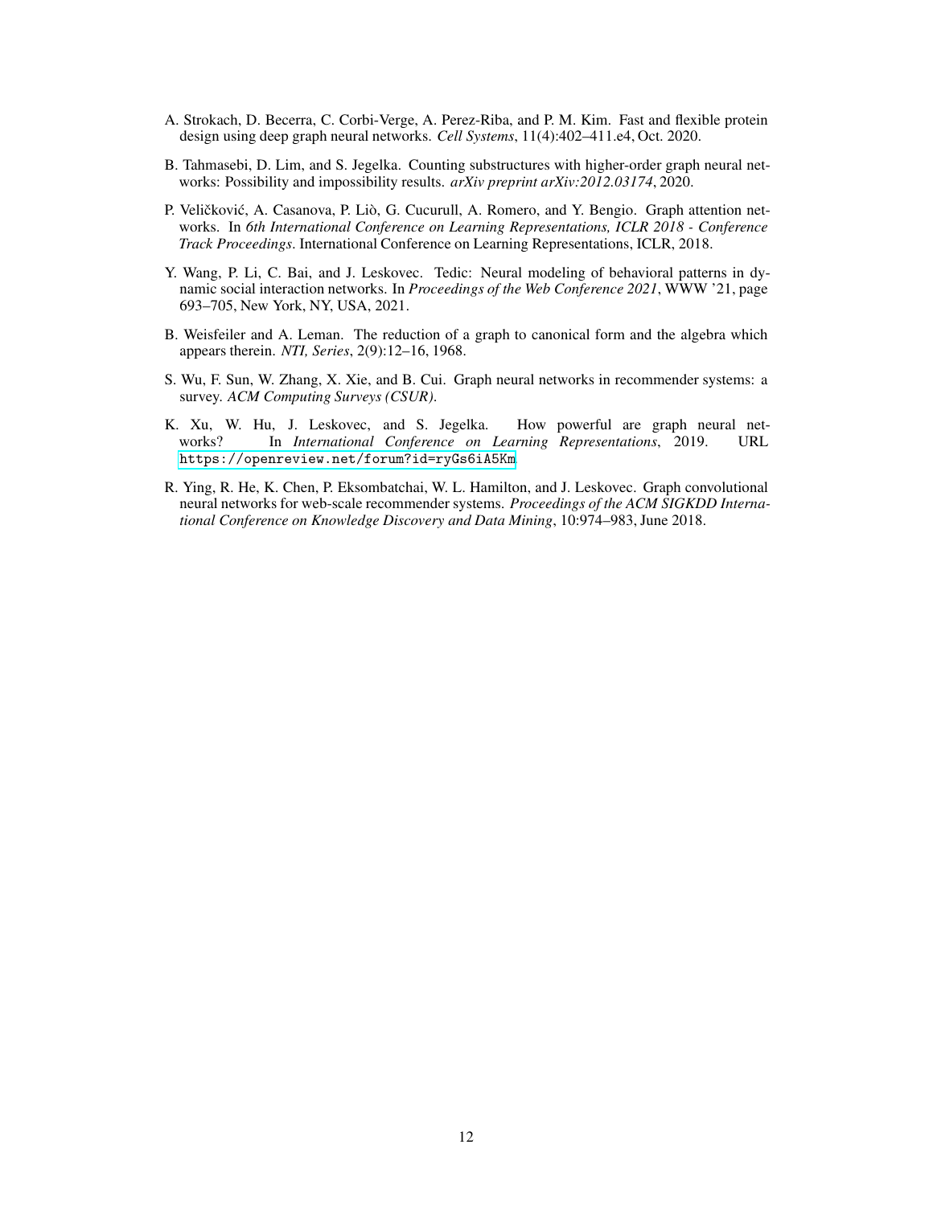A. Strokach, D. Becerra, C. Corbi-Verge, A. Perez-Riba, and P. M. Kim. Fast and flexible protein design using deep graph neural networks. *Cell Systems*, 11(4):402–411.e4, Oct. 2020.

B. Tahmasebi, D. Lim, and S. Jegelka. Counting substructures with higher-order graph neural networks: Possibility and impossibility results. *arXiv preprint arXiv:2012.03174*, 2020.

P. Veličković, A. Casanova, P. Liò, G. Cucurull, A. Romero, and Y. Bengio. Graph attention networks. In *6th International Conference on Learning Representations, ICLR 2018 - Conference Track Proceedings*. International Conference on Learning Representations, ICLR, 2018.

Y. Wang, P. Li, C. Bai, and J. Leskovec. Tedic: Neural modeling of behavioral patterns in dynamic social interaction networks. In *Proceedings of the Web Conference 2021*, WWW '21, page 693–705, New York, NY, USA, 2021.

B. Weisfeiler and A. Leman. The reduction of a graph to canonical form and the algebra which appears therein. *NTI, Series*, 2(9):12–16, 1968.

S. Wu, F. Sun, W. Zhang, X. Xie, and B. Cui. Graph neural networks in recommender systems: a survey. *ACM Computing Surveys (CSUR)*.

K. Xu, W. Hu, J. Leskovec, and S. Jegelka. How powerful are graph neural networks? In *International Conference on Learning Representations*, 2019. URL https://openreview.net/forum?id=ryGs6iA5Km

R. Ying, R. He, K. Chen, P. Eksombatchai, W. L. Hamilton, and J. Leskovec. Graph convolutional neural networks for web-scale recommender systems. *Proceedings of the ACM SIGKDD International Conference on Knowledge Discovery and Data Mining*, 10:974–983, June 2018.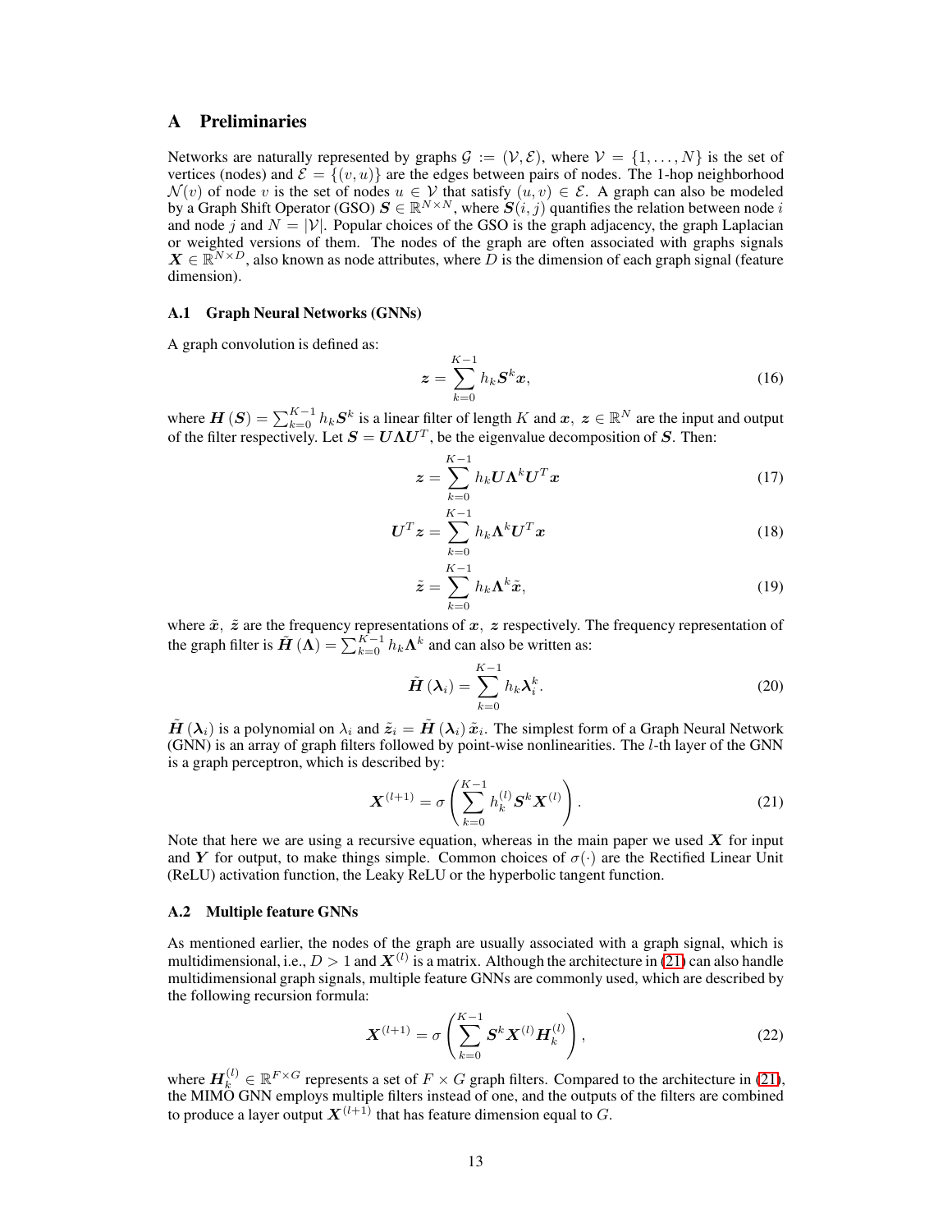## A Preliminaries

Networks are naturally represented by graphs $\mathcal{G} := (\mathcal{V}, \mathcal{E})$, where $\mathcal{V} = \{1, \ldots, N\}$ is the set of vertices (nodes) and $\mathcal{E} = \{(v, u)\}$ are the edges between pairs of nodes. The 1-hop neighborhood $\mathcal{N}(v)$ of node $v$ is the set of nodes $u \in \mathcal{V}$ that satisfy $(u, v) \in \mathcal{E}$. A graph can also be modeled by a Graph Shift Operator (GSO) $\boldsymbol{S} \in \mathbb{R}^{N \times N}$, where $\boldsymbol{S}(i, j)$ quantifies the relation between node $i$ and node $j$ and $N = |\mathcal{V}|$. Popular choices of the GSO is the graph adjacency, the graph Laplacian or weighted versions of them. The nodes of the graph are often associated with graphs signals $\boldsymbol{X} \in \mathbb{R}^{N \times D}$, also known as node attributes, where $D$ is the dimension of each graph signal (feature dimension).

### A.1 Graph Neural Networks (GNNs)

A graph convolution is defined as:

$$\boldsymbol{z} = \sum_{k=0}^{K-1} h_k \boldsymbol{S}^k \boldsymbol{x}, \tag{16}$$

where $\boldsymbol{H}(\boldsymbol{S}) = \sum_{k=0}^{K-1} h_k \boldsymbol{S}^k$ is a linear filter of length $K$ and $\boldsymbol{x},\ \boldsymbol{z} \in \mathbb{R}^N$ are the input and output of the filter respectively. Let $\boldsymbol{S} = \boldsymbol{U}\boldsymbol{\Lambda}\boldsymbol{U}^T$, be the eigenvalue decomposition of $\boldsymbol{S}$. Then:

$$\boldsymbol{z} = \sum_{k=0}^{K-1} h_k \boldsymbol{U}\boldsymbol{\Lambda}^k \boldsymbol{U}^T \boldsymbol{x} \tag{17}$$

$$\boldsymbol{U}^T \boldsymbol{z} = \sum_{k=0}^{K-1} h_k \boldsymbol{\Lambda}^k \boldsymbol{U}^T \boldsymbol{x} \tag{18}$$

$$\tilde{\boldsymbol{z}} = \sum_{k=0}^{K-1} h_k \boldsymbol{\Lambda}^k \tilde{\boldsymbol{x}}, \tag{19}$$

where $\tilde{\boldsymbol{x}},\ \tilde{\boldsymbol{z}}$ are the frequency representations of $\boldsymbol{x},\ \boldsymbol{z}$ respectively. The frequency representation of the graph filter is $\tilde{\boldsymbol{H}}(\boldsymbol{\Lambda}) = \sum_{k=0}^{K-1} h_k \boldsymbol{\Lambda}^k$ and can also be written as:

$$\tilde{\boldsymbol{H}}(\boldsymbol{\lambda}_i) = \sum_{k=0}^{K-1} h_k \boldsymbol{\lambda}_i^k. \tag{20}$$

$\tilde{\boldsymbol{H}}(\boldsymbol{\lambda}_i)$ is a polynomial on $\lambda_i$ and $\tilde{\boldsymbol{z}}_i = \tilde{\boldsymbol{H}}(\boldsymbol{\lambda}_i)\tilde{\boldsymbol{x}}_i$. The simplest form of a Graph Neural Network (GNN) is an array of graph filters followed by point-wise nonlinearities. The $l$-th layer of the GNN is a graph perceptron, which is described by:

$$\boldsymbol{X}^{(l+1)} = \sigma\left(\sum_{k=0}^{K-1} h_k^{(l)} \boldsymbol{S}^k \boldsymbol{X}^{(l)}\right). \tag{21}$$

Note that here we are using a recursive equation, whereas in the main paper we used $\boldsymbol{X}$ for input and $\boldsymbol{Y}$ for output, to make things simple. Common choices of $\sigma(\cdot)$ are the Rectified Linear Unit (ReLU) activation function, the Leaky ReLU or the hyperbolic tangent function.

### A.2 Multiple feature GNNs

As mentioned earlier, the nodes of the graph are usually associated with a graph signal, which is multidimensional, i.e., $D > 1$ and $\boldsymbol{X}^{(l)}$ is a matrix. Although the architecture in (21) can also handle multidimensional graph signals, multiple feature GNNs are commonly used, which are described by the following recursion formula:

$$\boldsymbol{X}^{(l+1)} = \sigma\left(\sum_{k=0}^{K-1} \boldsymbol{S}^k \boldsymbol{X}^{(l)} \boldsymbol{H}_k^{(l)}\right), \tag{22}$$

where $\boldsymbol{H}_k^{(l)} \in \mathbb{R}^{F \times G}$ represents a set of $F \times G$ graph filters. Compared to the architecture in (21), the MIMO GNN employs multiple filters instead of one, and the outputs of the filters are combined to produce a layer output $\boldsymbol{X}^{(l+1)}$ that has feature dimension equal to $G$.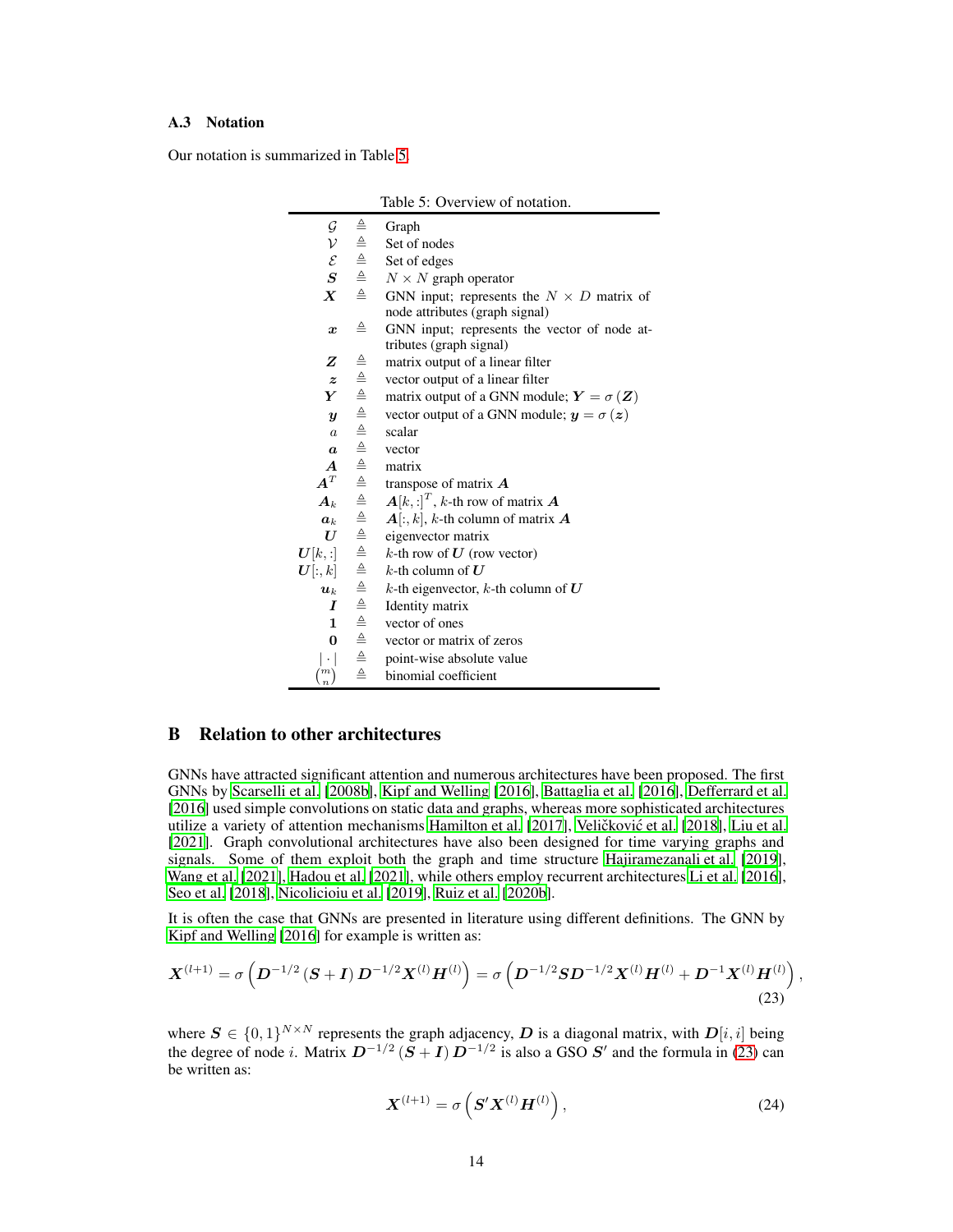### A.3 Notation

Our notation is summarized in Table 5.

Table 5: Overview of notation.

| | | |
|---|---|---|
| $\mathcal{G}$ | $\triangleq$ | Graph |
| $\mathcal{V}$ | $\triangleq$ | Set of nodes |
| $\mathcal{E}$ | $\triangleq$ | Set of edges |
| $\boldsymbol{S}$ | $\triangleq$ | $N \times N$ graph operator |
| $\boldsymbol{X}$ | $\triangleq$ | GNN input; represents the $N \times D$ matrix of node attributes (graph signal) |
| $\boldsymbol{x}$ | $\triangleq$ | GNN input; represents the vector of node attributes (graph signal) |
| $\boldsymbol{Z}$ | $\triangleq$ | matrix output of a linear filter |
| $\boldsymbol{z}$ | $\triangleq$ | vector output of a linear filter |
| $\boldsymbol{Y}$ | $\triangleq$ | matrix output of a GNN module; $\boldsymbol{Y} = \sigma(\boldsymbol{Z})$ |
| $\boldsymbol{y}$ | $\triangleq$ | vector output of a GNN module; $\boldsymbol{y} = \sigma(\boldsymbol{z})$ |
| $a$ | $\triangleq$ | scalar |
| $\boldsymbol{a}$ | $\triangleq$ | vector |
| $\boldsymbol{A}$ | $\triangleq$ | matrix |
| $\boldsymbol{A}^T$ | $\triangleq$ | transpose of matrix $\boldsymbol{A}$ |
| $\boldsymbol{A}_k$ | $\triangleq$ | $\boldsymbol{A}[k,:]^T$, $k$-th row of matrix $\boldsymbol{A}$ |
| $\boldsymbol{a}_k$ | $\triangleq$ | $\boldsymbol{A}[:,k]$, $k$-th column of matrix $\boldsymbol{A}$ |
| $\boldsymbol{U}$ | $\triangleq$ | eigenvector matrix |
| $\boldsymbol{U}[k,:]$ | $\triangleq$ | $k$-th row of $\boldsymbol{U}$ (row vector) |
| $\boldsymbol{U}[:,k]$ | $\triangleq$ | $k$-th column of $\boldsymbol{U}$ |
| $\boldsymbol{u}_k$ | $\triangleq$ | $k$-th eigenvector, $k$-th column of $\boldsymbol{U}$ |
| $\boldsymbol{I}$ | $\triangleq$ | Identity matrix |
| $\boldsymbol{1}$ | $\triangleq$ | vector of ones |
| $\boldsymbol{0}$ | $\triangleq$ | vector or matrix of zeros |
| $\lvert \cdot \rvert$ | $\triangleq$ | point-wise absolute value |
| $\binom{m}{n}$ | $\triangleq$ | binomial coefficient |

## B Relation to other architectures

GNNs have attracted significant attention and numerous architectures have been proposed. The first GNNs by Scarselli et al. [2008b], Kipf and Welling [2016], Battaglia et al. [2016], Defferrard et al. [2016] used simple convolutions on static data and graphs, whereas more sophisticated architectures utilize a variety of attention mechanisms Hamilton et al. [2017], Veličković et al. [2018], Liu et al. [2021]. Graph convolutional architectures have also been designed for time varying graphs and signals. Some of them exploit both the graph and time structure Hajiramezanali et al. [2019], Wang et al. [2021], Hadou et al. [2021], while others employ recurrent architectures Li et al. [2016], Seo et al. [2018], Nicolicioiu et al. [2019], Ruiz et al. [2020b].

It is often the case that GNNs are presented in literature using different definitions. The GNN by Kipf and Welling [2016] for example is written as:

$$\boldsymbol{X}^{(l+1)} = \sigma\left(\boldsymbol{D}^{-1/2}\left(\boldsymbol{S}+\boldsymbol{I}\right)\boldsymbol{D}^{-1/2}\boldsymbol{X}^{(l)}\boldsymbol{H}^{(l)}\right) = \sigma\left(\boldsymbol{D}^{-1/2}\boldsymbol{S}\boldsymbol{D}^{-1/2}\boldsymbol{X}^{(l)}\boldsymbol{H}^{(l)} + \boldsymbol{D}^{-1}\boldsymbol{X}^{(l)}\boldsymbol{H}^{(l)}\right), \tag{23}$$

where $\boldsymbol{S} \in \{0,1\}^{N\times N}$ represents the graph adjacency, $\boldsymbol{D}$ is a diagonal matrix, with $\boldsymbol{D}[i,i]$ being the degree of node $i$. Matrix $\boldsymbol{D}^{-1/2}\left(\boldsymbol{S}+\boldsymbol{I}\right)\boldsymbol{D}^{-1/2}$ is also a GSO $\boldsymbol{S}'$ and the formula in (23) can be written as:

$$\boldsymbol{X}^{(l+1)} = \sigma\left(\boldsymbol{S}'\boldsymbol{X}^{(l)}\boldsymbol{H}^{(l)}\right), \tag{24}$$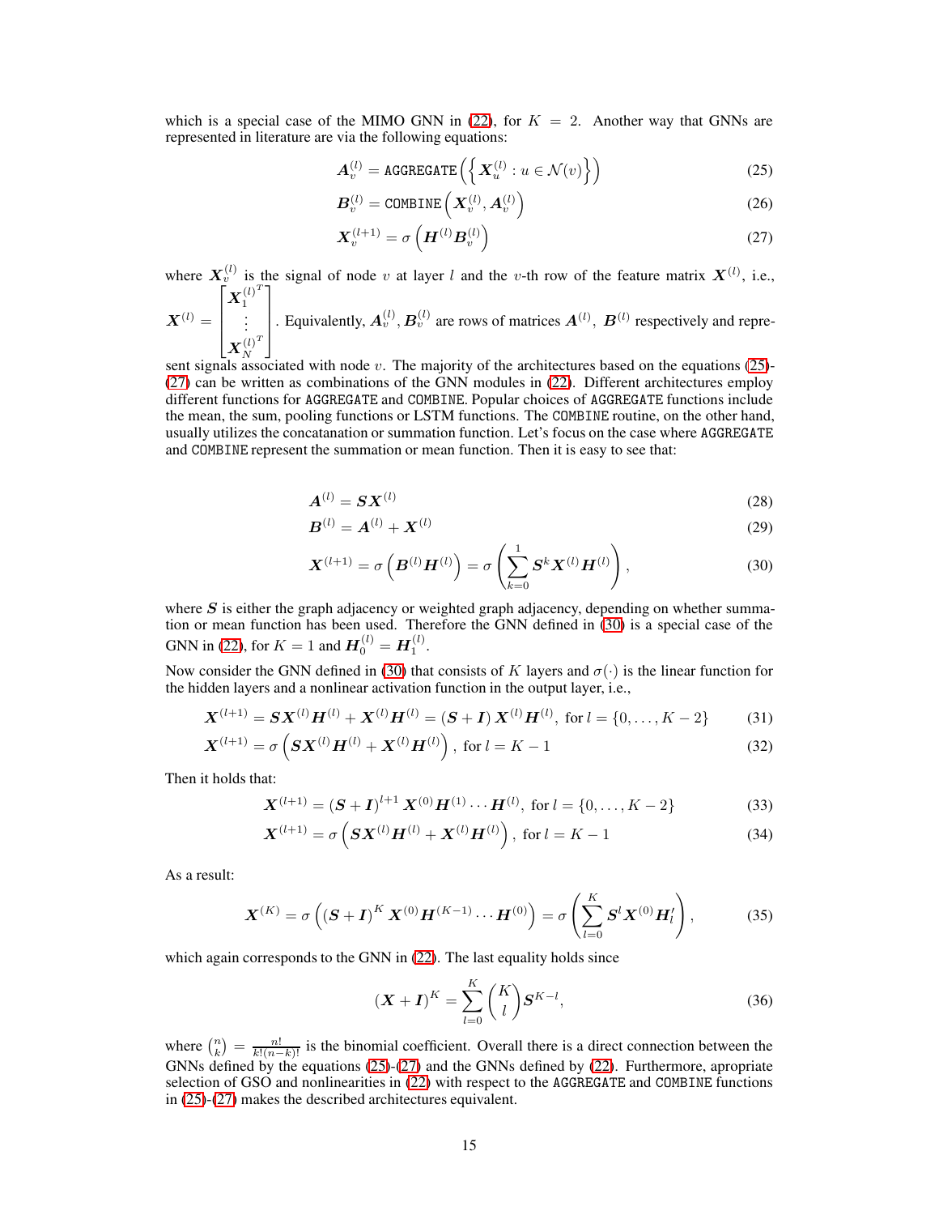which is a special case of the MIMO GNN in (22), for $K = 2$. Another way that GNNs are represented in literature are via the following equations:

$$\boldsymbol{A}_v^{(l)} = \texttt{AGGREGATE}\left(\left\{\boldsymbol{X}_u^{(l)} : u \in \mathcal{N}(v)\right\}\right) \tag{25}$$

$$\boldsymbol{B}_v^{(l)} = \texttt{COMBINE}\left(\boldsymbol{X}_v^{(l)}, \boldsymbol{A}_v^{(l)}\right) \tag{26}$$

$$\boldsymbol{X}_v^{(l+1)} = \sigma\left(\boldsymbol{H}^{(l)}\boldsymbol{B}_v^{(l)}\right) \tag{27}$$

where $\boldsymbol{X}_v^{(l)}$ is the signal of node $v$ at layer $l$ and the $v$-th row of the feature matrix $\boldsymbol{X}^{(l)}$, i.e., $\boldsymbol{X}^{(l)} = \begin{bmatrix} \boldsymbol{X}_1^{(l)^T} \\ \vdots \\ \boldsymbol{X}_N^{(l)^T} \end{bmatrix}$. Equivalently, $\boldsymbol{A}_v^{(l)}, \boldsymbol{B}_v^{(l)}$ are rows of matrices $\boldsymbol{A}^{(l)}$, $\boldsymbol{B}^{(l)}$ respectively and represent signals associated with node $v$. The majority of the architectures based on the equations (25)-(27) can be written as combinations of the GNN modules in (22). Different architectures employ different functions for `AGGREGATE` and `COMBINE`. Popular choices of `AGGREGATE` functions include the mean, the sum, pooling functions or LSTM functions. The `COMBINE` routine, on the other hand, usually utilizes the concatanation or summation function. Let's focus on the case where `AGGREGATE` and `COMBINE` represent the summation or mean function. Then it is easy to see that:

$$\boldsymbol{A}^{(l)} = \boldsymbol{S}\boldsymbol{X}^{(l)} \tag{28}$$

$$\boldsymbol{B}^{(l)} = \boldsymbol{A}^{(l)} + \boldsymbol{X}^{(l)} \tag{29}$$

$$\boldsymbol{X}^{(l+1)} = \sigma\left(\boldsymbol{B}^{(l)}\boldsymbol{H}^{(l)}\right) = \sigma\left(\sum_{k=0}^{1}\boldsymbol{S}^k\boldsymbol{X}^{(l)}\boldsymbol{H}^{(l)}\right), \tag{30}$$

where $\boldsymbol{S}$ is either the graph adjacency or weighted graph adjacency, depending on whether summation or mean function has been used. Therefore the GNN defined in (30) is a special case of the GNN in (22), for $K = 1$ and $\boldsymbol{H}_0^{(l)} = \boldsymbol{H}_1^{(l)}$.

Now consider the GNN defined in (30) that consists of $K$ layers and $\sigma(\cdot)$ is the linear function for the hidden layers and a nonlinear activation function in the output layer, i.e.,

$$\boldsymbol{X}^{(l+1)} = \boldsymbol{S}\boldsymbol{X}^{(l)}\boldsymbol{H}^{(l)} + \boldsymbol{X}^{(l)}\boldsymbol{H}^{(l)} = (\boldsymbol{S} + \boldsymbol{I})\,\boldsymbol{X}^{(l)}\boldsymbol{H}^{(l)}, \text{ for } l = \{0, \ldots, K-2\} \tag{31}$$

$$\boldsymbol{X}^{(l+1)} = \sigma\left(\boldsymbol{S}\boldsymbol{X}^{(l)}\boldsymbol{H}^{(l)} + \boldsymbol{X}^{(l)}\boldsymbol{H}^{(l)}\right), \text{ for } l = K-1 \tag{32}$$

Then it holds that:

$$\boldsymbol{X}^{(l+1)} = (\boldsymbol{S} + \boldsymbol{I})^{l+1}\,\boldsymbol{X}^{(0)}\boldsymbol{H}^{(1)}\cdots\boldsymbol{H}^{(l)}, \text{ for } l = \{0, \ldots, K-2\} \tag{33}$$

$$\boldsymbol{X}^{(l+1)} = \sigma\left(\boldsymbol{S}\boldsymbol{X}^{(l)}\boldsymbol{H}^{(l)} + \boldsymbol{X}^{(l)}\boldsymbol{H}^{(l)}\right), \text{ for } l = K-1 \tag{34}$$

As a result:

$$\boldsymbol{X}^{(K)} = \sigma\left((\boldsymbol{S} + \boldsymbol{I})^K\,\boldsymbol{X}^{(0)}\boldsymbol{H}^{(K-1)}\cdots\boldsymbol{H}^{(0)}\right) = \sigma\left(\sum_{l=0}^{K}\boldsymbol{S}^l\boldsymbol{X}^{(0)}\boldsymbol{H}'_l\right), \tag{35}$$

which again corresponds to the GNN in (22). The last equality holds since

$$(\boldsymbol{X} + \boldsymbol{I})^K = \sum_{l=0}^{K}\binom{K}{l}\boldsymbol{S}^{K-l}, \tag{36}$$

where $\binom{n}{k} = \frac{n!}{k!(n-k)!}$ is the binomial coefficient. Overall there is a direct connection between the GNNs defined by the equations (25)-(27) and the GNNs defined by (22). Furthermore, apropriate selection of GSO and nonlinearities in (22) with respect to the `AGGREGATE` and `COMBINE` functions in (25)-(27) makes the described architectures equivalent.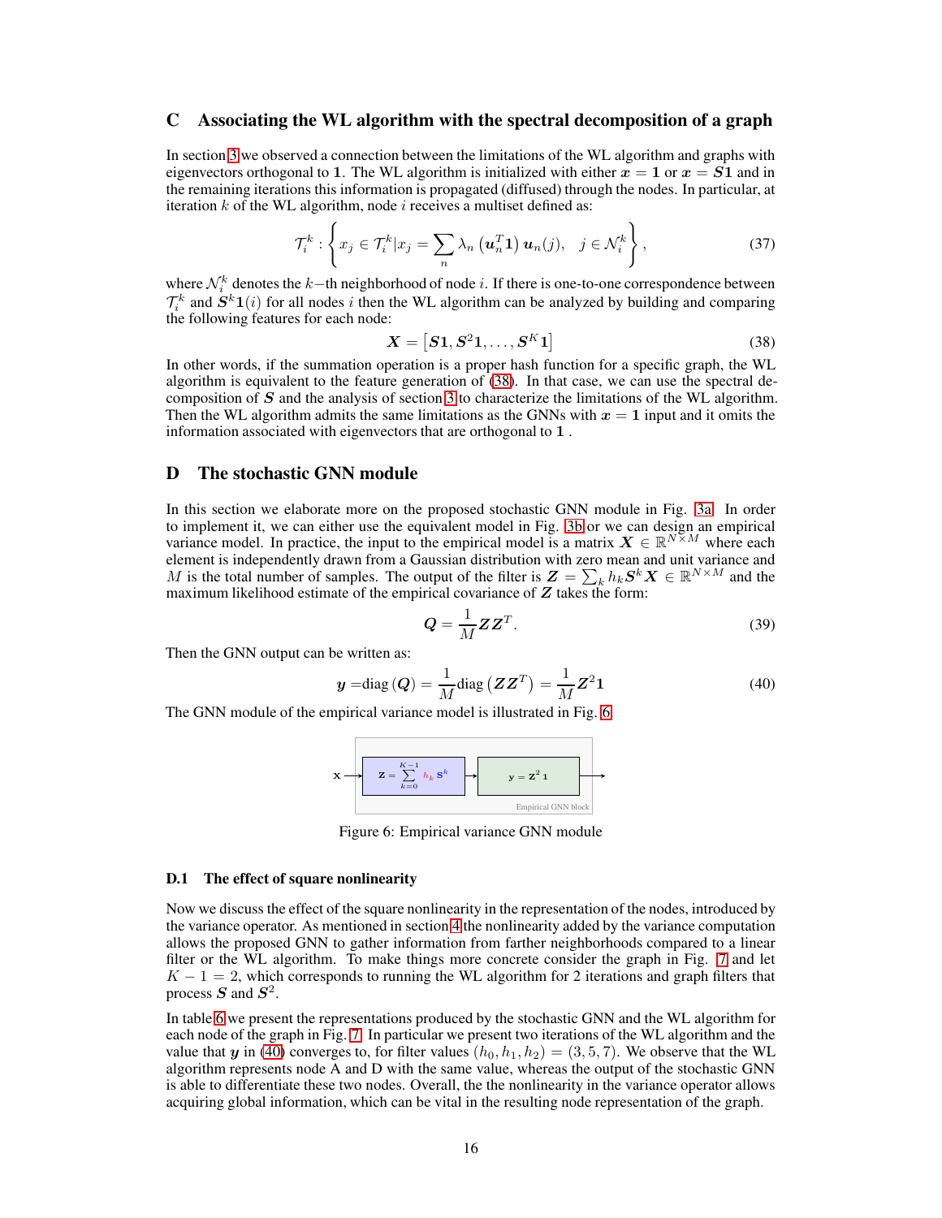## C Associating the WL algorithm with the spectral decomposition of a graph

In section 3 we observed a connection between the limitations of the WL algorithm and graphs with eigenvectors orthogonal to $\mathbf{1}$. The WL algorithm is initialized with either $\boldsymbol{x} = \mathbf{1}$ or $\boldsymbol{x} = \boldsymbol{S}\mathbf{1}$ and in the remaining iterations this information is propagated (diffused) through the nodes. In particular, at iteration $k$ of the WL algorithm, node $i$ receives a multiset defined as:

$$\mathcal{T}_i^k : \left\{ x_j \in \mathcal{T}_i^k | x_j = \sum_n \lambda_n \left(\boldsymbol{u}_n^T \mathbf{1}\right) \boldsymbol{u}_n(j), \quad j \in \mathcal{N}_i^k \right\}, \tag{37}$$

where $\mathcal{N}_i^k$ denotes the $k-$th neighborhood of node $i$. If there is one-to-one correspondence between $\mathcal{T}_i^k$ and $\boldsymbol{S}^k\mathbf{1}(i)$ for all nodes $i$ then the WL algorithm can be analyzed by building and comparing the following features for each node:

$$\boldsymbol{X} = \left[\boldsymbol{S}\mathbf{1}, \boldsymbol{S}^2\mathbf{1}, \ldots, \boldsymbol{S}^K\mathbf{1}\right] \tag{38}$$

In other words, if the summation operation is a proper hash function for a specific graph, the WL algorithm is equivalent to the feature generation of (38). In that case, we can use the spectral decomposition of $\boldsymbol{S}$ and the analysis of section 3 to characterize the limitations of the WL algorithm. Then the WL algorithm admits the same limitations as the GNNs with $\boldsymbol{x} = \mathbf{1}$ input and it omits the information associated with eigenvectors that are orthogonal to $\mathbf{1}$ .

## D The stochastic GNN module

In this section we elaborate more on the proposed stochastic GNN module in Fig. 3a. In order to implement it, we can either use the equivalent model in Fig. 3b or we can design an empirical variance model. In practice, the input to the empirical model is a matrix $\boldsymbol{X} \in \mathbb{R}^{N \times M}$ where each element is independently drawn from a Gaussian distribution with zero mean and unit variance and $M$ is the total number of samples. The output of the filter is $\boldsymbol{Z} = \sum_k h_k \boldsymbol{S}^k \boldsymbol{X} \in \mathbb{R}^{N \times M}$ and the maximum likelihood estimate of the empirical covariance of $\boldsymbol{Z}$ takes the form:

$$\boldsymbol{Q} = \frac{1}{M}\boldsymbol{Z}\boldsymbol{Z}^T. \tag{39}$$

Then the GNN output can be written as:

$$\boldsymbol{y} = \text{diag}\left(\boldsymbol{Q}\right) = \frac{1}{M}\text{diag}\left(\boldsymbol{Z}\boldsymbol{Z}^T\right) = \frac{1}{M}\boldsymbol{Z}^2\mathbf{1} \tag{40}$$

The GNN module of the empirical variance model is illustrated in Fig. 6

$$\mathbf{x} \rightarrow \boxed{\mathbf{Z} = \sum_{k=0}^{K-1} h_k \mathbf{S}^k} \rightarrow \boxed{\mathbf{y} = \mathbf{Z}^2\,\mathbf{1}} \rightarrow$$

Empirical GNN block

Figure 6: Empirical variance GNN module

### D.1 The effect of square nonlinearity

Now we discuss the effect of the square nonlinearity in the representation of the nodes, introduced by the variance operator. As mentioned in section 4 the nonlinearity added by the variance computation allows the proposed GNN to gather information from farther neighborhoods compared to a linear filter or the WL algorithm. To make things more concrete consider the graph in Fig. 7 and let $K - 1 = 2$, which corresponds to running the WL algorithm for 2 iterations and graph filters that process $\boldsymbol{S}$ and $\boldsymbol{S}^2$.

In table 6 we present the representations produced by the stochastic GNN and the WL algorithm for each node of the graph in Fig. 7. In particular we present two iterations of the WL algorithm and the value that $\boldsymbol{y}$ in (40) converges to, for filter values $(h_0, h_1, h_2) = (3, 5, 7)$. We observe that the WL algorithm represents node A and D with the same value, whereas the output of the stochastic GNN is able to differentiate these two nodes. Overall, the the nonlinearity in the variance operator allows acquiring global information, which can be vital in the resulting node representation of the graph.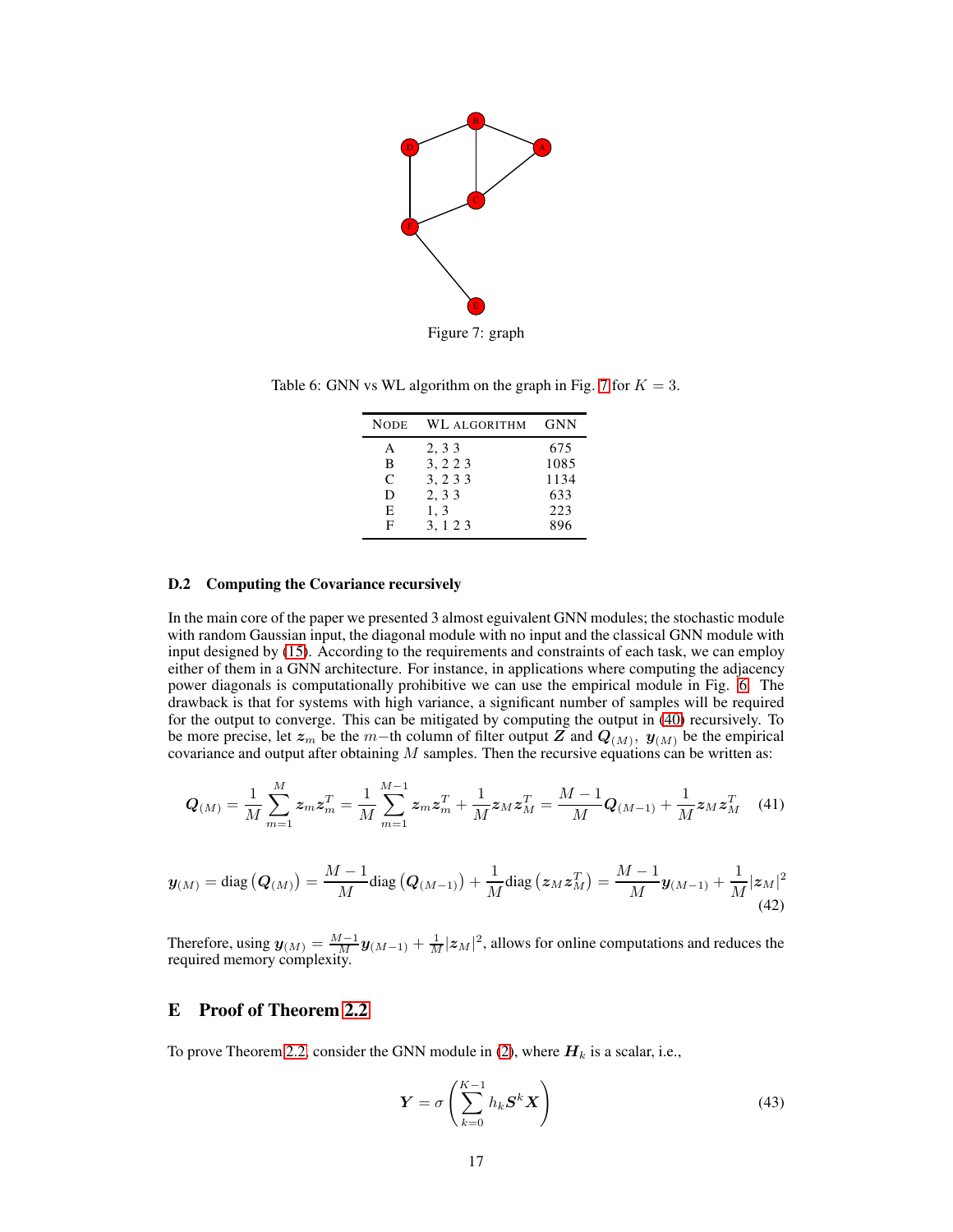Figure 7: graph

Table 6: GNN vs WL algorithm on the graph in Fig. 7 for $K = 3$.

| NODE | WL ALGORITHM | GNN |
|---|---|---|
| A | 2, 3 3 | 675 |
| B | 3, 2 2 3 | 1085 |
| C | 3, 2 3 3 | 1134 |
| D | 2, 3 3 | 633 |
| E | 1, 3 | 223 |
| F | 3, 1 2 3 | 896 |

### D.2 Computing the Covariance recursively

In the main core of the paper we presented 3 almost eguivalent GNN modules; the stochastic module with random Gaussian input, the diagonal module with no input and the classical GNN module with input designed by (15). According to the requirements and constraints of each task, we can employ either of them in a GNN architecture. For instance, in applications where computing the adjacency power diagonals is computationally prohibitive we can use the empirical module in Fig. 6. The drawback is that for systems with high variance, a significant number of samples will be required for the output to converge. This can be mitigated by computing the output in (40) recursively. To be more precise, let $\boldsymbol{z}_m$ be the $m-$th column of filter output $\boldsymbol{Z}$ and $\boldsymbol{Q}_{(M)}$, $\boldsymbol{y}_{(M)}$ be the empirical covariance and output after obtaining $M$ samples. Then the recursive equations can be written as:

$$\boldsymbol{Q}_{(M)} = \frac{1}{M}\sum_{m=1}^{M}\boldsymbol{z}_m\boldsymbol{z}_m^T = \frac{1}{M}\sum_{m=1}^{M-1}\boldsymbol{z}_m\boldsymbol{z}_m^T + \frac{1}{M}\boldsymbol{z}_M\boldsymbol{z}_M^T = \frac{M-1}{M}\boldsymbol{Q}_{(M-1)} + \frac{1}{M}\boldsymbol{z}_M\boldsymbol{z}_M^T \tag{41}$$

$$\boldsymbol{y}_{(M)} = \text{diag}\left(\boldsymbol{Q}_{(M)}\right) = \frac{M-1}{M}\text{diag}\left(\boldsymbol{Q}_{(M-1)}\right) + \frac{1}{M}\text{diag}\left(\boldsymbol{z}_M\boldsymbol{z}_M^T\right) = \frac{M-1}{M}\boldsymbol{y}_{(M-1)} + \frac{1}{M}|\boldsymbol{z}_M|^2 \tag{42}$$

Therefore, using $\boldsymbol{y}_{(M)} = \frac{M-1}{M}\boldsymbol{y}_{(M-1)} + \frac{1}{M}|\boldsymbol{z}_M|^2$, allows for online computations and reduces the required memory complexity.

## E Proof of Theorem 2.2

To prove Theorem 2.2, consider the GNN module in (2), where $\boldsymbol{H}_k$ is a scalar, i.e.,

$$\boldsymbol{Y} = \sigma\left(\sum_{k=0}^{K-1} h_k\boldsymbol{S}^k\boldsymbol{X}\right) \tag{43}$$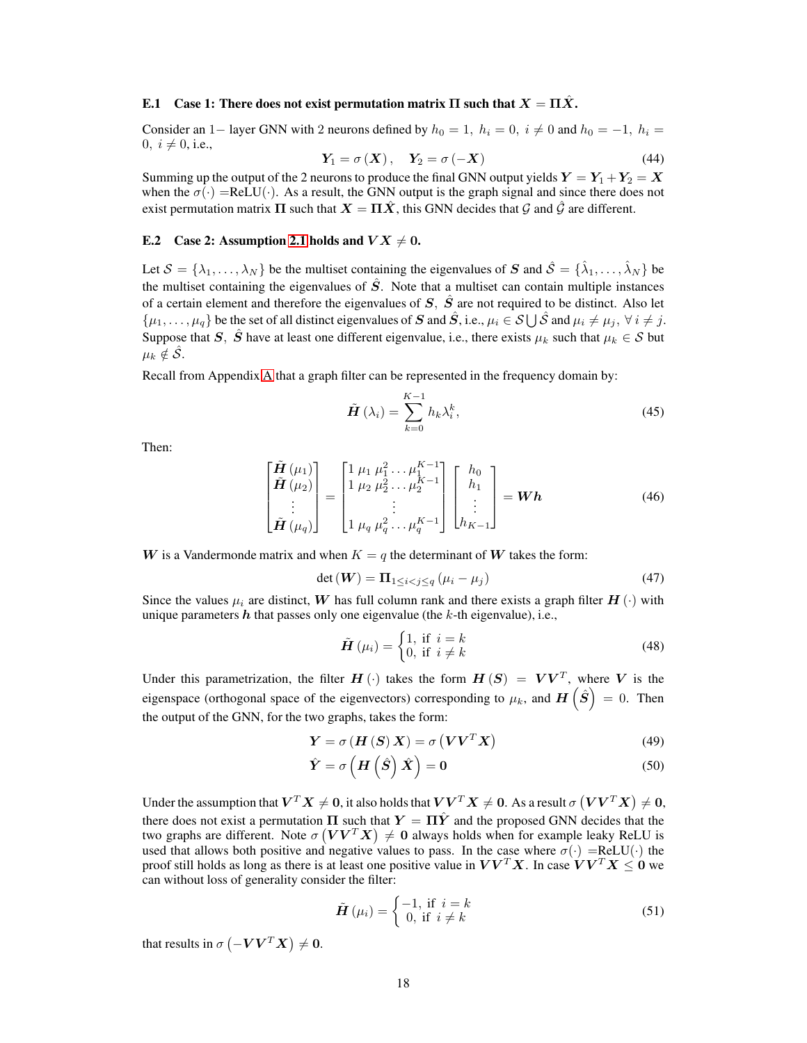### E.1 Case 1: There does not exist permutation matrix $\boldsymbol{\Pi}$ such that $\boldsymbol{X} = \boldsymbol{\Pi}\hat{\boldsymbol{X}}$.

Consider an 1− layer GNN with 2 neurons defined by $h_0 = 1,\ h_i = 0,\ i \neq 0$ and $h_0 = -1,\ h_i = 0,\ i \neq 0$, i.e.,

$$\boldsymbol{Y}_1 = \sigma\left(\boldsymbol{X}\right), \quad \boldsymbol{Y}_2 = \sigma\left(-\boldsymbol{X}\right) \tag{44}$$

Summing up the output of the 2 neurons to produce the final GNN output yields $\boldsymbol{Y} = \boldsymbol{Y}_1 + \boldsymbol{Y}_2 = \boldsymbol{X}$ when the $\sigma(\cdot)$ =ReLU$(\cdot)$. As a result, the GNN output is the graph signal and since there does not exist permutation matrix $\boldsymbol{\Pi}$ such that $\boldsymbol{X} = \boldsymbol{\Pi}\hat{\boldsymbol{X}}$, this GNN decides that $\mathcal{G}$ and $\hat{\mathcal{G}}$ are different.

### E.2 Case 2: Assumption 2.1 holds and $\boldsymbol{V}\boldsymbol{X} \neq \boldsymbol{0}$.

Let $\mathcal{S} = \{\lambda_1, \ldots, \lambda_N\}$ be the multiset containing the eigenvalues of $\boldsymbol{S}$ and $\hat{\mathcal{S}} = \{\hat{\lambda}_1, \ldots, \hat{\lambda}_N\}$ be the multiset containing the eigenvalues of $\hat{\boldsymbol{S}}$. Note that a multiset can contain multiple instances of a certain element and therefore the eigenvalues of $\boldsymbol{S},\ \hat{\boldsymbol{S}}$ are not required to be distinct. Also let $\{\mu_1, \ldots, \mu_q\}$ be the set of all distinct eigenvalues of $\boldsymbol{S}$ and $\hat{\boldsymbol{S}}$, i.e., $\mu_i \in \mathcal{S} \bigcup \hat{\mathcal{S}}$ and $\mu_i \neq \mu_j,\ \forall\, i \neq j$. Suppose that $\boldsymbol{S},\ \hat{\boldsymbol{S}}$ have at least one different eigenvalue, i.e., there exists $\mu_k$ such that $\mu_k \in \mathcal{S}$ but $\mu_k \notin \hat{\mathcal{S}}$.

Recall from Appendix A that a graph filter can be represented in the frequency domain by:

$$\tilde{\boldsymbol{H}}\left(\lambda_i\right) = \sum_{k=0}^{K-1} h_k \lambda_i^k, \tag{45}$$

Then:

$$\begin{bmatrix} \tilde{\boldsymbol{H}}\left(\mu_1\right) \\ \tilde{\boldsymbol{H}}\left(\mu_2\right) \\ \vdots \\ \tilde{\boldsymbol{H}}\left(\mu_q\right) \end{bmatrix} = \begin{bmatrix} 1 \ \mu_1 \ \mu_1^2 \ldots \mu_1^{K-1} \\ 1 \ \mu_2 \ \mu_2^2 \ldots \mu_2^{K-1} \\ \vdots \\ 1 \ \mu_q \ \mu_q^2 \ldots \mu_q^{K-1} \end{bmatrix} \begin{bmatrix} h_0 \\ h_1 \\ \vdots \\ h_{K-1} \end{bmatrix} = \boldsymbol{W}\boldsymbol{h} \tag{46}$$

$\boldsymbol{W}$ is a Vandermonde matrix and when $K = q$ the determinant of $\boldsymbol{W}$ takes the form:

$$\det\left(\boldsymbol{W}\right) = \boldsymbol{\Pi}_{1 \leq i < j \leq q}\left(\mu_i - \mu_j\right) \tag{47}$$

Since the values $\mu_i$ are distinct, $\boldsymbol{W}$ has full column rank and there exists a graph filter $\boldsymbol{H}\left(\cdot\right)$ with unique parameters $\boldsymbol{h}$ that passes only one eigenvalue (the $k$-th eigenvalue), i.e.,

$$\tilde{\boldsymbol{H}}\left(\mu_i\right) = \begin{cases} 1, & \text{if } \ i = k \\ 0, & \text{if } \ i \neq k \end{cases} \tag{48}$$

Under this parametrization, the filter $\boldsymbol{H}\left(\cdot\right)$ takes the form $\boldsymbol{H}\left(\boldsymbol{S}\right) = \boldsymbol{V}\boldsymbol{V}^T$, where $\boldsymbol{V}$ is the eigenspace (orthogonal space of the eigenvectors) corresponding to $\mu_k$, and $\boldsymbol{H}\left(\hat{\boldsymbol{S}}\right) = 0$. Then the output of the GNN, for the two graphs, takes the form:

$$\boldsymbol{Y} = \sigma\left(\boldsymbol{H}\left(\boldsymbol{S}\right)\boldsymbol{X}\right) = \sigma\left(\boldsymbol{V}\boldsymbol{V}^T\boldsymbol{X}\right) \tag{49}$$

$$\hat{\boldsymbol{Y}} = \sigma\left(\boldsymbol{H}\left(\hat{\boldsymbol{S}}\right)\hat{\boldsymbol{X}}\right) = \boldsymbol{0} \tag{50}$$

Under the assumption that $\boldsymbol{V}^T\boldsymbol{X} \neq \boldsymbol{0}$, it also holds that $\boldsymbol{V}\boldsymbol{V}^T\boldsymbol{X} \neq \boldsymbol{0}$. As a result $\sigma\left(\boldsymbol{V}\boldsymbol{V}^T\boldsymbol{X}\right) \neq \boldsymbol{0}$, there does not exist a permutation $\boldsymbol{\Pi}$ such that $\boldsymbol{Y} = \boldsymbol{\Pi}\hat{\boldsymbol{Y}}$ and the proposed GNN decides that the two graphs are different. Note $\sigma\left(\boldsymbol{V}\boldsymbol{V}^T\boldsymbol{X}\right) \neq \boldsymbol{0}$ always holds when for example leaky ReLU is used that allows both positive and negative values to pass. In the case where $\sigma(\cdot)$ =ReLU$(\cdot)$ the proof still holds as long as there is at least one positive value in $\boldsymbol{V}\boldsymbol{V}^T\boldsymbol{X}$. In case $\boldsymbol{V}\boldsymbol{V}^T\boldsymbol{X} \leq \boldsymbol{0}$ we can without loss of generality consider the filter:

$$\tilde{\boldsymbol{H}}\left(\mu_i\right) = \begin{cases} -1, & \text{if } \ i = k \\ \ \ 0, & \text{if } \ i \neq k \end{cases} \tag{51}$$

that results in $\sigma\left(-\boldsymbol{V}\boldsymbol{V}^T\boldsymbol{X}\right) \neq \boldsymbol{0}$.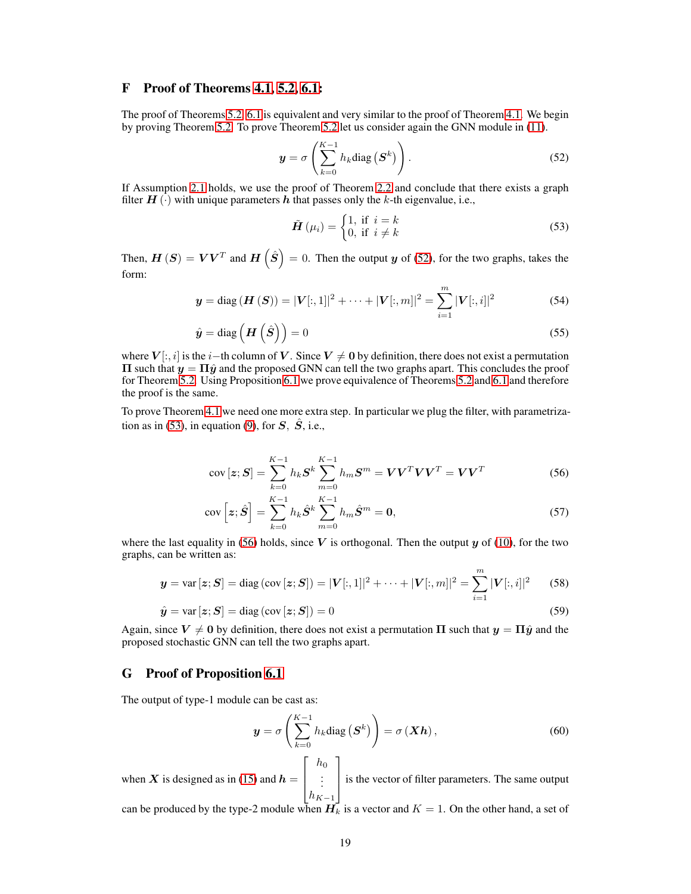# F Proof of Theorems 4.1, 5.2, 6.1:

The proof of Theorems 5.2, 6.1 is equivalent and very similar to the proof of Theorem 4.1. We begin by proving Theorem 5.2. To prove Theorem 5.2 let us consider again the GNN module in (11).

$$
\boldsymbol{y} = \sigma\left(\sum_{k=0}^{K-1} h_k \text{diag}\left(\boldsymbol{S}^k\right)\right). \tag{52}
$$

If Assumption 2.1 holds, we use the proof of Theorem 2.2 and conclude that there exists a graph filter $\boldsymbol{H}(\cdot)$ with unique parameters $\boldsymbol{h}$ that passes only the $k$-th eigenvalue, i.e.,

$$
\tilde{\boldsymbol{H}}(\mu_i) = \begin{cases} 1, & \text{if } \ i = k \\ 0, & \text{if } \ i \neq k \end{cases} \tag{53}
$$

Then, $\boldsymbol{H}(\boldsymbol{S}) = \boldsymbol{V}\boldsymbol{V}^T$ and $\boldsymbol{H}\left(\hat{\boldsymbol{S}}\right) = 0$. Then the output $\boldsymbol{y}$ of (52), for the two graphs, takes the form:

$$
\boldsymbol{y} = \text{diag}\left(\boldsymbol{H}(\boldsymbol{S})\right) = |\boldsymbol{V}[:,1]|^2 + \cdots + |\boldsymbol{V}[:,m]|^2 = \sum_{i=1}^{m} |\boldsymbol{V}[:,i]|^2 \tag{54}
$$

$$
\hat{\boldsymbol{y}} = \text{diag}\left(\boldsymbol{H}\left(\hat{\boldsymbol{S}}\right)\right) = 0 \tag{55}
$$

where $\boldsymbol{V}[:,i]$ is the $i-$th column of $\boldsymbol{V}$. Since $\boldsymbol{V} \neq \boldsymbol{0}$ by definition, there does not exist a permutation $\boldsymbol{\Pi}$ such that $\boldsymbol{y} = \boldsymbol{\Pi}\hat{\boldsymbol{y}}$ and the proposed GNN can tell the two graphs apart. This concludes the proof for Theorem 5.2. Using Proposition 6.1 we prove equivalence of Theorems 5.2 and 6.1 and therefore the proof is the same.

To prove Theorem 4.1 we need one more extra step. In particular we plug the filter, with parametrization as in (53), in equation (9), for $\boldsymbol{S},\ \hat{\boldsymbol{S}}$, i.e.,

$$
\text{cov}\left[\boldsymbol{z};\boldsymbol{S}\right] = \sum_{k=0}^{K-1} h_k \boldsymbol{S}^k \sum_{m=0}^{K-1} h_m \boldsymbol{S}^m = \boldsymbol{V}\boldsymbol{V}^T\boldsymbol{V}\boldsymbol{V}^T = \boldsymbol{V}\boldsymbol{V}^T \tag{56}
$$

$$
\text{cov}\left[\boldsymbol{z};\hat{\boldsymbol{S}}\right] = \sum_{k=0}^{K-1} h_k \hat{\boldsymbol{S}}^k \sum_{m=0}^{K-1} h_m \hat{\boldsymbol{S}}^m = \boldsymbol{0}, \tag{57}
$$

where the last equality in (56) holds, since $\boldsymbol{V}$ is orthogonal. Then the output $\boldsymbol{y}$ of (10), for the two graphs, can be written as:

$$
\boldsymbol{y} = \text{var}\left[\boldsymbol{z};\boldsymbol{S}\right] = \text{diag}\left(\text{cov}\left[\boldsymbol{z};\boldsymbol{S}\right]\right) = |\boldsymbol{V}[:,1]|^2 + \cdots + |\boldsymbol{V}[:,m]|^2 = \sum_{i=1}^{m} |\boldsymbol{V}[:,i]|^2 \tag{58}
$$

$$
\hat{\boldsymbol{y}} = \text{var}\left[\boldsymbol{z};\boldsymbol{S}\right] = \text{diag}\left(\text{cov}\left[\boldsymbol{z};\boldsymbol{S}\right]\right) = 0 \tag{59}
$$

Again, since $\boldsymbol{V} \neq \boldsymbol{0}$ by definition, there does not exist a permutation $\boldsymbol{\Pi}$ such that $\boldsymbol{y} = \boldsymbol{\Pi}\hat{\boldsymbol{y}}$ and the proposed stochastic GNN can tell the two graphs apart.

# G Proof of Proposition 6.1

The output of type-1 module can be cast as:

$$
\boldsymbol{y} = \sigma\left(\sum_{k=0}^{K-1} h_k \text{diag}\left(\boldsymbol{S}^k\right)\right) = \sigma\left(\boldsymbol{X}\boldsymbol{h}\right), \tag{60}
$$

when $\boldsymbol{X}$ is designed as in (15) and $\boldsymbol{h} = \begin{bmatrix} h_0 \\ \vdots \\ h_{K-1} \end{bmatrix}$ is the vector of filter parameters. The same output can be produced by the type-2 module when $\boldsymbol{H}_k$ is a vector and $K = 1$. On the other hand, a set of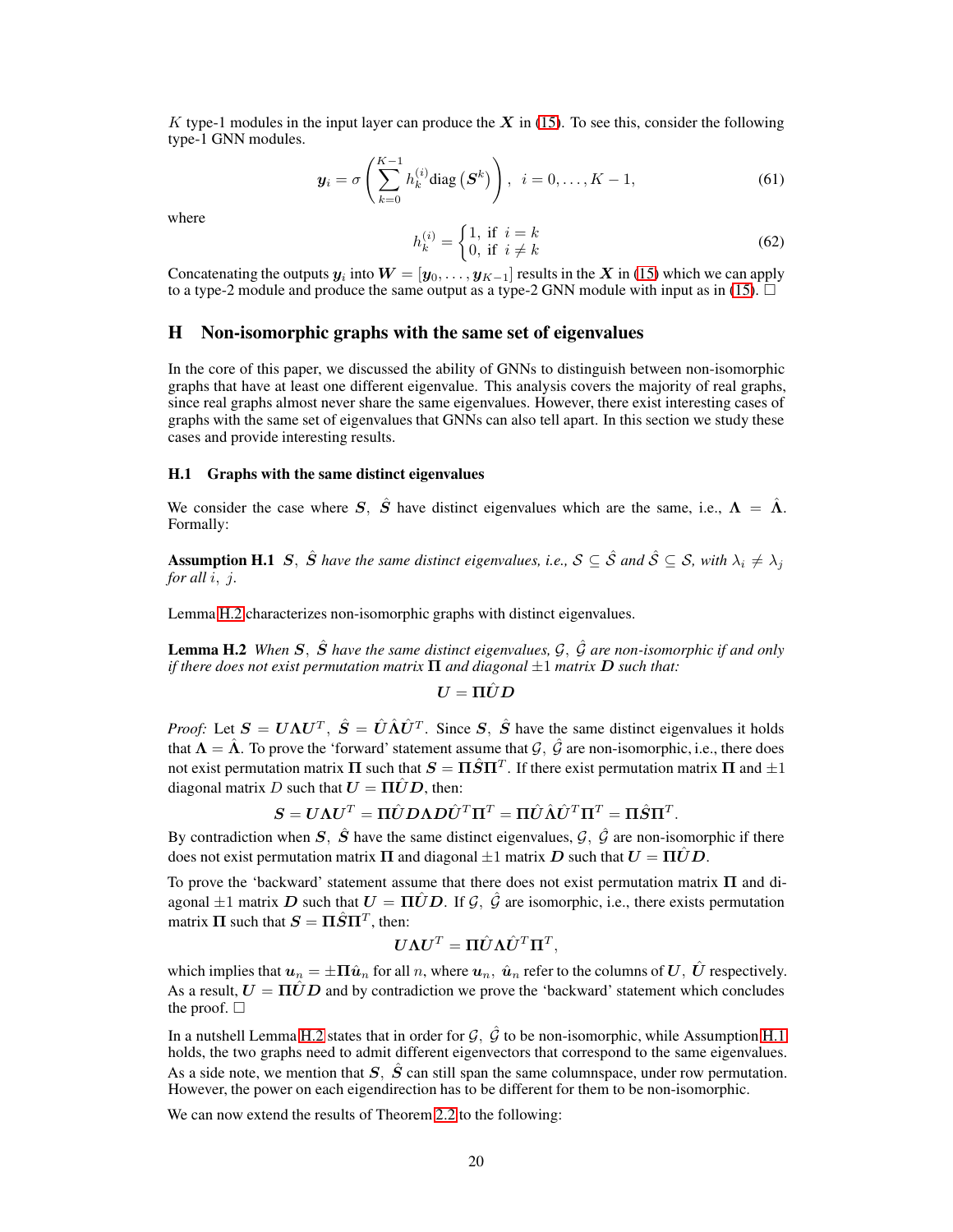$K$ type-1 modules in the input layer can produce the $\boldsymbol{X}$ in (15). To see this, consider the following type-1 GNN modules.

$$\boldsymbol{y}_i = \sigma\left(\sum_{k=0}^{K-1} h_k^{(i)} \text{diag}\left(\boldsymbol{S}^k\right)\right), \quad i = 0, \ldots, K-1, \tag{61}$$

where

$$h_k^{(i)} = \begin{cases} 1, & \text{if } i = k \\ 0, & \text{if } i \neq k \end{cases} \tag{62}$$

Concatenating the outputs $\boldsymbol{y}_i$ into $\boldsymbol{W} = [\boldsymbol{y}_0, \ldots, \boldsymbol{y}_{K-1}]$ results in the $\boldsymbol{X}$ in (15) which we can apply to a type-2 module and produce the same output as a type-2 GNN module with input as in (15). $\square$

## H Non-isomorphic graphs with the same set of eigenvalues

In the core of this paper, we discussed the ability of GNNs to distinguish between non-isomorphic graphs that have at least one different eigenvalue. This analysis covers the majority of real graphs, since real graphs almost never share the same eigenvalues. However, there exist interesting cases of graphs with the same set of eigenvalues that GNNs can also tell apart. In this section we study these cases and provide interesting results.

### H.1 Graphs with the same distinct eigenvalues

We consider the case where $\boldsymbol{S},\ \hat{\boldsymbol{S}}$ have distinct eigenvalues which are the same, i.e., $\boldsymbol{\Lambda} = \hat{\boldsymbol{\Lambda}}$. Formally:

**Assumption H.1** *$\boldsymbol{S},\ \hat{\boldsymbol{S}}$ have the same distinct eigenvalues, i.e., $\mathcal{S} \subseteq \hat{\mathcal{S}}$ and $\hat{\mathcal{S}} \subseteq \mathcal{S}$, with $\lambda_i \neq \lambda_j$ for all $i,\ j$.*

Lemma H.2 characterizes non-isomorphic graphs with distinct eigenvalues.

**Lemma H.2** *When $\boldsymbol{S},\ \hat{\boldsymbol{S}}$ have the same distinct eigenvalues, $\mathcal{G},\ \hat{\mathcal{G}}$ are non-isomorphic if and only if there does not exist permutation matrix $\boldsymbol{\Pi}$ and diagonal $\pm 1$ matrix $\boldsymbol{D}$ such that:*

$$\boldsymbol{U} = \boldsymbol{\Pi}\hat{\boldsymbol{U}}\boldsymbol{D}$$

*Proof:* Let $\boldsymbol{S} = \boldsymbol{U}\boldsymbol{\Lambda}\boldsymbol{U}^T,\ \hat{\boldsymbol{S}} = \hat{\boldsymbol{U}}\hat{\boldsymbol{\Lambda}}\hat{\boldsymbol{U}}^T$. Since $\boldsymbol{S},\ \hat{\boldsymbol{S}}$ have the same distinct eigenvalues it holds that $\boldsymbol{\Lambda} = \hat{\boldsymbol{\Lambda}}$. To prove the 'forward' statement assume that $\mathcal{G},\ \hat{\mathcal{G}}$ are non-isomorphic, i.e., there does not exist permutation matrix $\boldsymbol{\Pi}$ such that $\boldsymbol{S} = \boldsymbol{\Pi}\hat{\boldsymbol{S}}\boldsymbol{\Pi}^T$. If there exist permutation matrix $\boldsymbol{\Pi}$ and $\pm 1$ diagonal matrix $D$ such that $\boldsymbol{U} = \boldsymbol{\Pi}\hat{\boldsymbol{U}}\boldsymbol{D}$, then:

$$\boldsymbol{S} = \boldsymbol{U}\boldsymbol{\Lambda}\boldsymbol{U}^T = \boldsymbol{\Pi}\hat{\boldsymbol{U}}\boldsymbol{D}\boldsymbol{\Lambda}\boldsymbol{D}\hat{\boldsymbol{U}}^T\boldsymbol{\Pi}^T = \boldsymbol{\Pi}\hat{\boldsymbol{U}}\hat{\boldsymbol{\Lambda}}\hat{\boldsymbol{U}}^T\boldsymbol{\Pi}^T = \boldsymbol{\Pi}\hat{\boldsymbol{S}}\boldsymbol{\Pi}^T.$$

By contradiction when $\boldsymbol{S},\ \hat{\boldsymbol{S}}$ have the same distinct eigenvalues, $\mathcal{G},\ \hat{\mathcal{G}}$ are non-isomorphic if there does not exist permutation matrix $\boldsymbol{\Pi}$ and diagonal $\pm 1$ matrix $\boldsymbol{D}$ such that $\boldsymbol{U} = \boldsymbol{\Pi}\hat{\boldsymbol{U}}\boldsymbol{D}$.

To prove the 'backward' statement assume that there does not exist permutation matrix $\boldsymbol{\Pi}$ and diagonal $\pm 1$ matrix $\boldsymbol{D}$ such that $\boldsymbol{U} = \boldsymbol{\Pi}\hat{\boldsymbol{U}}\boldsymbol{D}$. If $\mathcal{G},\ \hat{\mathcal{G}}$ are isomorphic, i.e., there exists permutation matrix $\boldsymbol{\Pi}$ such that $\boldsymbol{S} = \boldsymbol{\Pi}\hat{\boldsymbol{S}}\boldsymbol{\Pi}^T$, then:

$$\boldsymbol{U}\boldsymbol{\Lambda}\boldsymbol{U}^T = \boldsymbol{\Pi}\hat{\boldsymbol{U}}\boldsymbol{\Lambda}\hat{\boldsymbol{U}}^T\boldsymbol{\Pi}^T,$$

which implies that $\boldsymbol{u}_n = \pm\boldsymbol{\Pi}\hat{\boldsymbol{u}}_n$ for all $n$, where $\boldsymbol{u}_n,\ \hat{\boldsymbol{u}}_n$ refer to the columns of $\boldsymbol{U},\ \hat{\boldsymbol{U}}$ respectively. As a result, $\boldsymbol{U} = \boldsymbol{\Pi}\hat{\boldsymbol{U}}\boldsymbol{D}$ and by contradiction we prove the 'backward' statement which concludes the proof. $\square$

In a nutshell Lemma H.2 states that in order for $\mathcal{G},\ \hat{\mathcal{G}}$ to be non-isomorphic, while Assumption H.1 holds, the two graphs need to admit different eigenvectors that correspond to the same eigenvalues. As a side note, we mention that $\boldsymbol{S},\ \hat{\boldsymbol{S}}$ can still span the same columnspace, under row permutation. However, the power on each eigendirection has to be different for them to be non-isomorphic.

We can now extend the results of Theorem 2.2 to the following: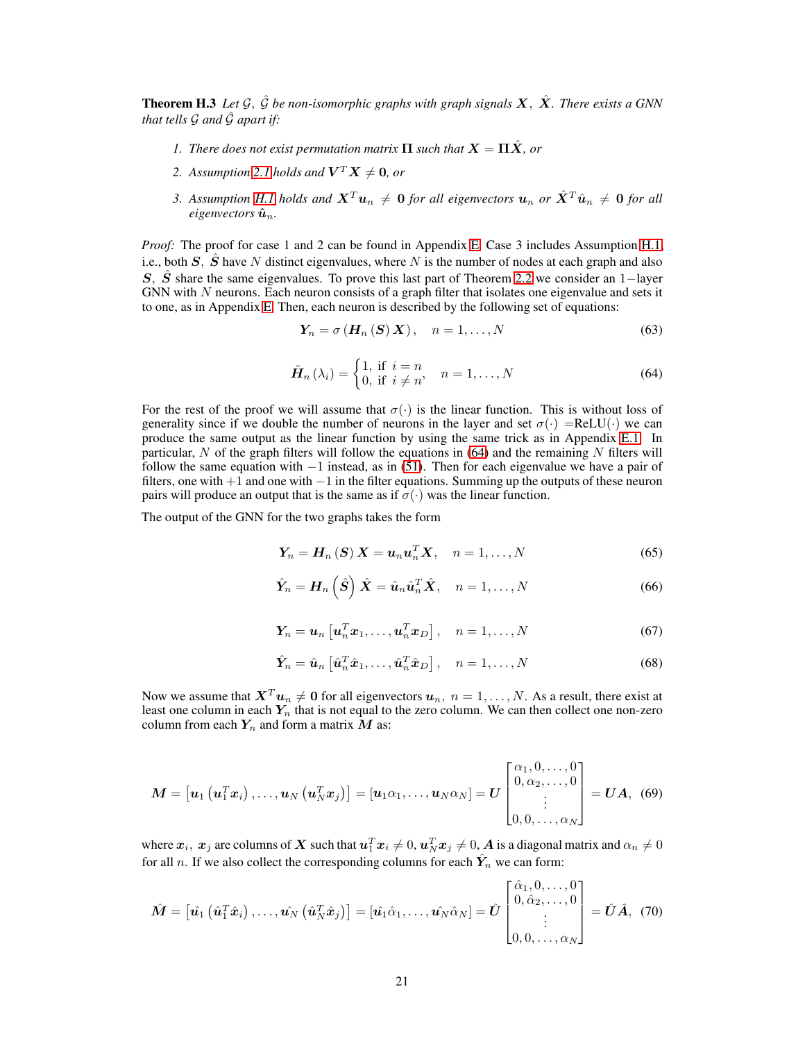**Theorem H.3** *Let $\mathcal{G}$, $\hat{\mathcal{G}}$ be non-isomorphic graphs with graph signals $\boldsymbol{X}$, $\hat{\boldsymbol{X}}$. There exists a GNN that tells $\mathcal{G}$ and $\hat{\mathcal{G}}$ apart if:*

1. *There does not exist permutation matrix $\boldsymbol{\Pi}$ such that $\boldsymbol{X} = \boldsymbol{\Pi}\hat{\boldsymbol{X}}$, or*
2. *Assumption 2.1 holds and $\boldsymbol{V}^T\boldsymbol{X} \neq \boldsymbol{0}$, or*
3. *Assumption H.1 holds and $\boldsymbol{X}^T\boldsymbol{u}_n \neq \boldsymbol{0}$ for all eigenvectors $\boldsymbol{u}_n$ or $\hat{\boldsymbol{X}}^T\hat{\boldsymbol{u}}_n \neq \boldsymbol{0}$ for all eigenvectors $\hat{\boldsymbol{u}}_n$.*

*Proof:* The proof for case 1 and 2 can be found in Appendix E. Case 3 includes Assumption H.1, i.e., both $\boldsymbol{S}$, $\hat{\boldsymbol{S}}$ have $N$ distinct eigenvalues, where $N$ is the number of nodes at each graph and also $\boldsymbol{S}$, $\hat{\boldsymbol{S}}$ share the same eigenvalues. To prove this last part of Theorem 2.2 we consider an $1-$layer GNN with $N$ neurons. Each neuron consists of a graph filter that isolates one eigenvalue and sets it to one, as in Appendix E. Then, each neuron is described by the following set of equations:

$$\boldsymbol{Y}_n = \sigma\left(\boldsymbol{H}_n\left(\boldsymbol{S}\right)\boldsymbol{X}\right), \quad n = 1, \ldots, N \tag{63}$$

$$\tilde{\boldsymbol{H}}_n\left(\lambda_i\right) = \begin{cases} 1, \text{ if } \ i = n \\ 0, \text{ if } \ i \neq n \end{cases}, \quad n = 1, \ldots, N \tag{64}$$

For the rest of the proof we will assume that $\sigma(\cdot)$ is the linear function. This is without loss of generality since if we double the number of neurons in the layer and set $\sigma(\cdot)$ =ReLU$(\cdot)$ we can produce the same output as the linear function by using the same trick as in Appendix E.1. In particular, $N$ of the graph filters will follow the equations in (64) and the remaining $N$ filters will follow the same equation with $-1$ instead, as in (51). Then for each eigenvalue we have a pair of filters, one with $+1$ and one with $-1$ in the filter equations. Summing up the outputs of these neuron pairs will produce an output that is the same as if $\sigma(\cdot)$ was the linear function.

The output of the GNN for the two graphs takes the form

$$\boldsymbol{Y}_n = \boldsymbol{H}_n\left(\boldsymbol{S}\right)\boldsymbol{X} = \boldsymbol{u}_n\boldsymbol{u}_n^T\boldsymbol{X}, \quad n = 1, \ldots, N \tag{65}$$

$$\hat{\boldsymbol{Y}}_n = \boldsymbol{H}_n\left(\hat{\boldsymbol{S}}\right)\hat{\boldsymbol{X}} = \hat{\boldsymbol{u}}_n\hat{\boldsymbol{u}}_n^T\hat{\boldsymbol{X}}, \quad n = 1, \ldots, N \tag{66}$$

$$\boldsymbol{Y}_n = \boldsymbol{u}_n\left[\boldsymbol{u}_n^T\boldsymbol{x}_1, \ldots, \boldsymbol{u}_n^T\boldsymbol{x}_D\right], \quad n = 1, \ldots, N \tag{67}$$

$$\hat{\boldsymbol{Y}}_n = \hat{\boldsymbol{u}}_n\left[\hat{\boldsymbol{u}}_n^T\hat{\boldsymbol{x}}_1, \ldots, \hat{\boldsymbol{u}}_n^T\hat{\boldsymbol{x}}_D\right], \quad n = 1, \ldots, N \tag{68}$$

Now we assume that $\boldsymbol{X}^T\boldsymbol{u}_n \neq \boldsymbol{0}$ for all eigenvectors $\boldsymbol{u}_n$, $n = 1, \ldots, N$. As a result, there exist at least one column in each $\boldsymbol{Y}_n$ that is not equal to the zero column. We can then collect one non-zero column from each $\boldsymbol{Y}_n$ and form a matrix $\boldsymbol{M}$ as:

$$\boldsymbol{M} = \left[\boldsymbol{u}_1\left(\boldsymbol{u}_1^T\boldsymbol{x}_i\right), \ldots, \boldsymbol{u}_N\left(\boldsymbol{u}_N^T\boldsymbol{x}_j\right)\right] = \left[\boldsymbol{u}_1\alpha_1, \ldots, \boldsymbol{u}_N\alpha_N\right] = \boldsymbol{U}\begin{bmatrix}\alpha_1, 0, \ldots, 0 \\ 0, \alpha_2, \ldots, 0 \\ \vdots \\ 0, 0, \ldots, \alpha_N\end{bmatrix} = \boldsymbol{U}\boldsymbol{A}, \tag{69}$$

where $\boldsymbol{x}_i$, $\boldsymbol{x}_j$ are columns of $\boldsymbol{X}$ such that $\boldsymbol{u}_1^T\boldsymbol{x}_i \neq 0$, $\boldsymbol{u}_N^T\boldsymbol{x}_j \neq 0$, $\boldsymbol{A}$ is a diagonal matrix and $\alpha_n \neq 0$ for all $n$. If we also collect the corresponding columns for each $\hat{\boldsymbol{Y}}_n$ we can form:

$$\hat{\boldsymbol{M}} = \left[\hat{\boldsymbol{u}_1}\left(\hat{\boldsymbol{u}}_1^T\hat{\boldsymbol{x}}_i\right), \ldots, \hat{\boldsymbol{u}_N}\left(\hat{\boldsymbol{u}}_N^T\hat{\boldsymbol{x}}_j\right)\right] = \left[\hat{\boldsymbol{u}_1}\hat{\alpha}_1, \ldots, \hat{\boldsymbol{u}_N}\hat{\alpha}_N\right] = \hat{\boldsymbol{U}}\begin{bmatrix}\hat{\alpha}_1, 0, \ldots, 0 \\ 0, \hat{\alpha}_2, \ldots, 0 \\ \vdots \\ 0, 0, \ldots, \alpha_N\end{bmatrix} = \hat{\boldsymbol{U}}\hat{\boldsymbol{A}}, \tag{70}$$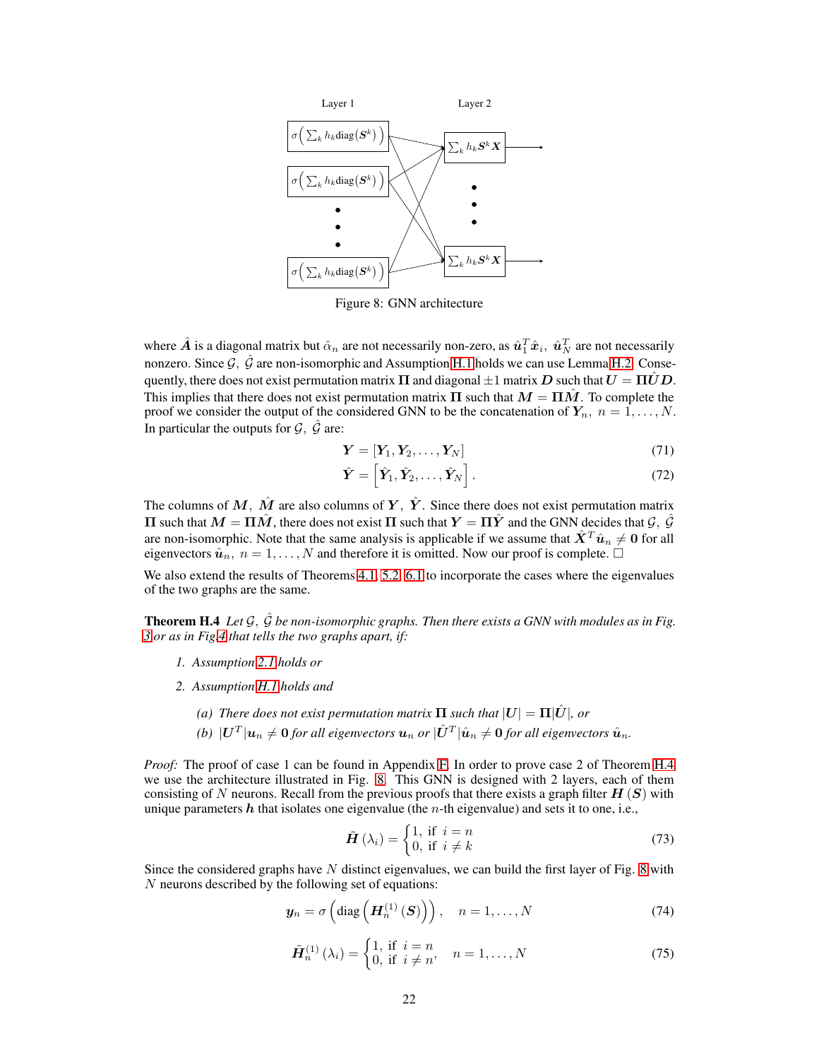Figure 8: GNN architecture

where $\hat{\boldsymbol{A}}$ is a diagonal matrix but $\hat{\alpha}_n$ are not necessarily non-zero, as $\hat{\boldsymbol{u}}_1^T \hat{\boldsymbol{x}}_i,\ \hat{\boldsymbol{u}}_N^T$ are not necessarily nonzero. Since $\mathcal{G},\ \hat{\mathcal{G}}$ are non-isomorphic and Assumption H.1 holds we can use Lemma H.2. Consequently, there does not exist permutation matrix $\boldsymbol{\Pi}$ and diagonal $\pm 1$ matrix $\boldsymbol{D}$ such that $\boldsymbol{U} = \boldsymbol{\Pi}\hat{\boldsymbol{U}}\boldsymbol{D}$. This implies that there does not exist permutation matrix $\boldsymbol{\Pi}$ such that $\boldsymbol{M} = \boldsymbol{\Pi}\hat{\boldsymbol{M}}$. To complete the proof we consider the output of the considered GNN to be the concatenation of $\boldsymbol{Y}_n,\ n = 1, \ldots, N$. In particular the outputs for $\mathcal{G},\ \hat{\mathcal{G}}$ are:

$$\boldsymbol{Y} = [\boldsymbol{Y}_1, \boldsymbol{Y}_2, \ldots, \boldsymbol{Y}_N] \tag{71}$$

$$\hat{\boldsymbol{Y}} = \left[\hat{\boldsymbol{Y}}_1, \hat{\boldsymbol{Y}}_2, \ldots, \hat{\boldsymbol{Y}}_N\right]. \tag{72}$$

The columns of $\boldsymbol{M},\ \hat{\boldsymbol{M}}$ are also columns of $\boldsymbol{Y},\ \hat{\boldsymbol{Y}}$. Since there does not exist permutation matrix $\boldsymbol{\Pi}$ such that $\boldsymbol{M} = \boldsymbol{\Pi}\hat{\boldsymbol{M}}$, there does not exist $\boldsymbol{\Pi}$ such that $\boldsymbol{Y} = \boldsymbol{\Pi}\hat{\boldsymbol{Y}}$ and the GNN decides that $\mathcal{G},\ \hat{\mathcal{G}}$ are non-isomorphic. Note that the same analysis is applicable if we assume that $\hat{\boldsymbol{X}}^T \hat{\boldsymbol{u}}_n \neq \boldsymbol{0}$ for all eigenvectors $\hat{\boldsymbol{u}}_n,\ n = 1, \ldots, N$ and therefore it is omitted. Now our proof is complete. □

We also extend the results of Theorems 4.1, 5.2, 6.1 to incorporate the cases where the eigenvalues of the two graphs are the same.

**Theorem H.4** *Let $\mathcal{G},\ \hat{\mathcal{G}}$ be non-isomorphic graphs. Then there exists a GNN with modules as in Fig. 3 or as in Fig 4 that tells the two graphs apart, if:*

1. *Assumption 2.1 holds or*
2. *Assumption H.1 holds and*
   - *(a) There does not exist permutation matrix $\boldsymbol{\Pi}$ such that $|\boldsymbol{U}| = \boldsymbol{\Pi}|\hat{\boldsymbol{U}}|$, or*
   - *(b) $|\boldsymbol{U}^T|\boldsymbol{u}_n \neq \boldsymbol{0}$ for all eigenvectors $\boldsymbol{u}_n$ or $|\hat{\boldsymbol{U}}^T|\hat{\boldsymbol{u}}_n \neq \boldsymbol{0}$ for all eigenvectors $\hat{\boldsymbol{u}}_n$.*

*Proof:* The proof of case 1 can be found in Appendix F. In order to prove case 2 of Theorem H.4 we use the architecture illustrated in Fig. 8. This GNN is designed with 2 layers, each of them consisting of $N$ neurons. Recall from the previous proofs that there exists a graph filter $\boldsymbol{H}(\boldsymbol{S})$ with unique parameters $\boldsymbol{h}$ that isolates one eigenvalue (the $n$-th eigenvalue) and sets it to one, i.e.,

$$\tilde{\boldsymbol{H}}(\lambda_i) = \begin{cases} 1, & \text{if } i = n \\ 0, & \text{if } i \neq k \end{cases} \tag{73}$$

Since the considered graphs have $N$ distinct eigenvalues, we can build the first layer of Fig. 8 with $N$ neurons described by the following set of equations:

$$\boldsymbol{y}_n = \sigma\left(\text{diag}\left(\boldsymbol{H}_n^{(1)}(\boldsymbol{S})\right)\right), \quad n = 1, \ldots, N \tag{74}$$

$$\tilde{\boldsymbol{H}}_n^{(1)}(\lambda_i) = \begin{cases} 1, & \text{if } i = n \\ 0, & \text{if } i \neq n' \end{cases} \quad n = 1, \ldots, N \tag{75}$$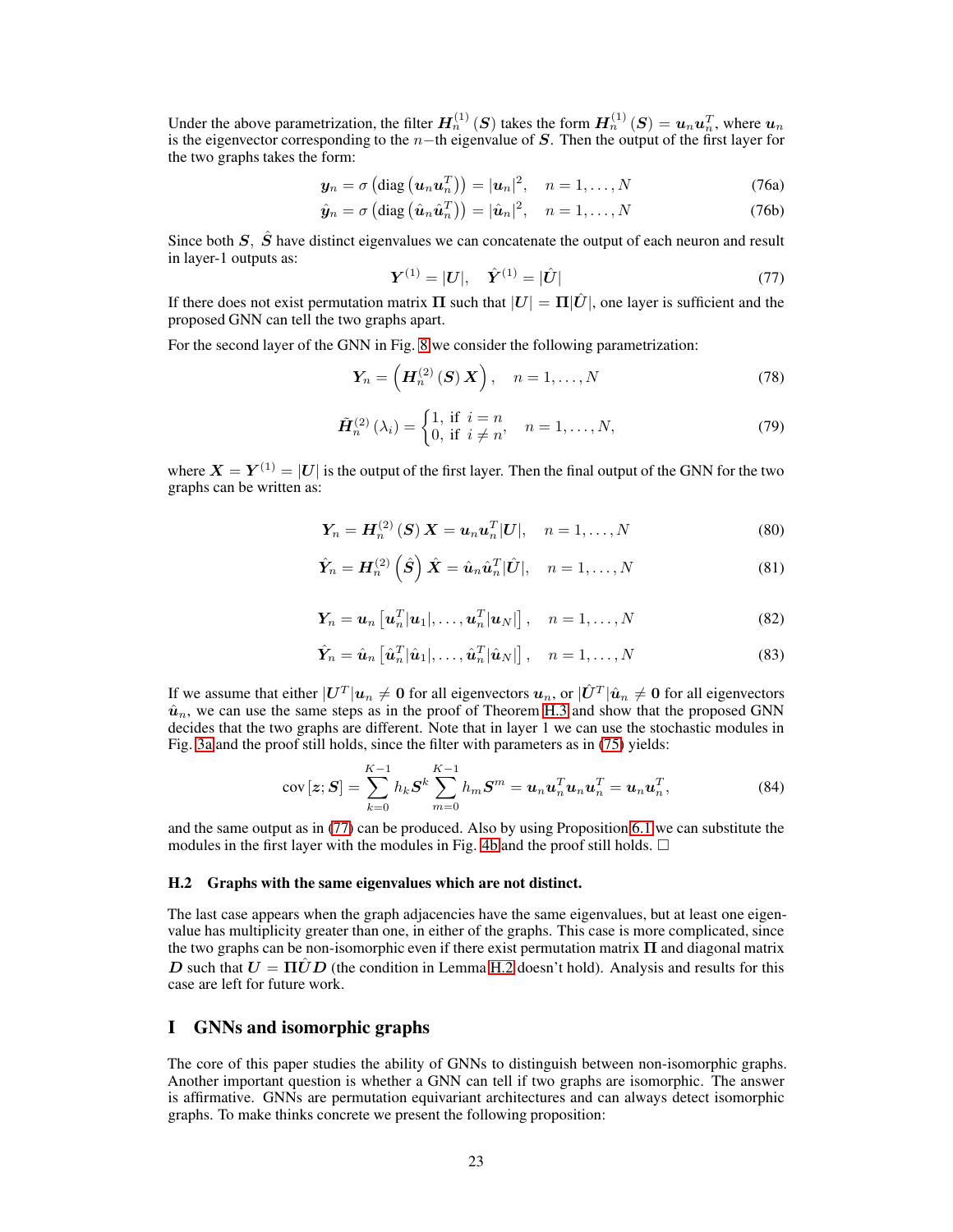Under the above parametrization, the filter $\boldsymbol{H}_n^{(1)}(\boldsymbol{S})$ takes the form $\boldsymbol{H}_n^{(1)}(\boldsymbol{S}) = \boldsymbol{u}_n \boldsymbol{u}_n^T$, where $\boldsymbol{u}_n$ is the eigenvector corresponding to the $n-$th eigenvalue of $\boldsymbol{S}$. Then the output of the first layer for the two graphs takes the form:

$$\boldsymbol{y}_n = \sigma\left(\text{diag}\left(\boldsymbol{u}_n \boldsymbol{u}_n^T\right)\right) = |\boldsymbol{u}_n|^2, \quad n = 1, \ldots, N \tag{76a}$$

$$\hat{\boldsymbol{y}}_n = \sigma\left(\text{diag}\left(\hat{\boldsymbol{u}}_n \hat{\boldsymbol{u}}_n^T\right)\right) = |\hat{\boldsymbol{u}}_n|^2, \quad n = 1, \ldots, N \tag{76b}$$

Since both $\boldsymbol{S}$, $\hat{\boldsymbol{S}}$ have distinct eigenvalues we can concatenate the output of each neuron and result in layer-1 outputs as:

$$\boldsymbol{Y}^{(1)} = |\boldsymbol{U}|, \quad \hat{\boldsymbol{Y}}^{(1)} = |\hat{\boldsymbol{U}}| \tag{77}$$

If there does not exist permutation matrix $\boldsymbol{\Pi}$ such that $|\boldsymbol{U}| = \boldsymbol{\Pi}|\hat{\boldsymbol{U}}|$, one layer is sufficient and the proposed GNN can tell the two graphs apart.

For the second layer of the GNN in Fig. 8 we consider the following parametrization:

$$\boldsymbol{Y}_n = \left(\boldsymbol{H}_n^{(2)}(\boldsymbol{S})\,\boldsymbol{X}\right), \quad n = 1, \ldots, N \tag{78}$$

$$\tilde{\boldsymbol{H}}_n^{(2)}(\lambda_i) = \begin{cases} 1, & \text{if } i = n \\ 0, & \text{if } i \neq n \end{cases}, \quad n = 1, \ldots, N, \tag{79}$$

where $\boldsymbol{X} = \boldsymbol{Y}^{(1)} = |\boldsymbol{U}|$ is the output of the first layer. Then the final output of the GNN for the two graphs can be written as:

$$\boldsymbol{Y}_n = \boldsymbol{H}_n^{(2)}(\boldsymbol{S})\,\boldsymbol{X} = \boldsymbol{u}_n \boldsymbol{u}_n^T |\boldsymbol{U}|, \quad n = 1, \ldots, N \tag{80}$$

$$\hat{\boldsymbol{Y}}_n = \boldsymbol{H}_n^{(2)}\left(\hat{\boldsymbol{S}}\right)\hat{\boldsymbol{X}} = \hat{\boldsymbol{u}}_n \hat{\boldsymbol{u}}_n^T |\hat{\boldsymbol{U}}|, \quad n = 1, \ldots, N \tag{81}$$

$$\boldsymbol{Y}_n = \boldsymbol{u}_n \left[\boldsymbol{u}_n^T |\boldsymbol{u}_1|, \ldots, \boldsymbol{u}_n^T |\boldsymbol{u}_N|\right], \quad n = 1, \ldots, N \tag{82}$$

$$\hat{\boldsymbol{Y}}_n = \hat{\boldsymbol{u}}_n \left[\hat{\boldsymbol{u}}_n^T |\hat{\boldsymbol{u}}_1|, \ldots, \hat{\boldsymbol{u}}_n^T |\hat{\boldsymbol{u}}_N|\right], \quad n = 1, \ldots, N \tag{83}$$

If we assume that either $|\boldsymbol{U}^T|\boldsymbol{u}_n \neq \boldsymbol{0}$ for all eigenvectors $\boldsymbol{u}_n$, or $|\hat{\boldsymbol{U}}^T|\hat{\boldsymbol{u}}_n \neq \boldsymbol{0}$ for all eigenvectors $\hat{\boldsymbol{u}}_n$, we can use the same steps as in the proof of Theorem H.3 and show that the proposed GNN decides that the two graphs are different. Note that in layer 1 we can use the stochastic modules in Fig. 3a and the proof still holds, since the filter with parameters as in (75) yields:

$$\text{cov}\left[\boldsymbol{z};\boldsymbol{S}\right] = \sum_{k=0}^{K-1} h_k \boldsymbol{S}^k \sum_{m=0}^{K-1} h_m \boldsymbol{S}^m = \boldsymbol{u}_n \boldsymbol{u}_n^T \boldsymbol{u}_n \boldsymbol{u}_n^T = \boldsymbol{u}_n \boldsymbol{u}_n^T, \tag{84}$$

and the same output as in (77) can be produced. Also by using Proposition 6.1 we can substitute the modules in the first layer with the modules in Fig. 4b and the proof still holds. $\square$

### H.2 Graphs with the same eigenvalues which are not distinct.

The last case appears when the graph adjacencies have the same eigenvalues, but at least one eigenvalue has multiplicity greater than one, in either of the graphs. This case is more complicated, since the two graphs can be non-isomorphic even if there exist permutation matrix $\boldsymbol{\Pi}$ and diagonal matrix $\boldsymbol{D}$ such that $\boldsymbol{U} = \boldsymbol{\Pi}\hat{\boldsymbol{U}}\boldsymbol{D}$ (the condition in Lemma H.2 doesn't hold). Analysis and results for this case are left for future work.

## I GNNs and isomorphic graphs

The core of this paper studies the ability of GNNs to distinguish between non-isomorphic graphs. Another important question is whether a GNN can tell if two graphs are isomorphic. The answer is affirmative. GNNs are permutation equivariant architectures and can always detect isomorphic graphs. To make thinks concrete we present the following proposition: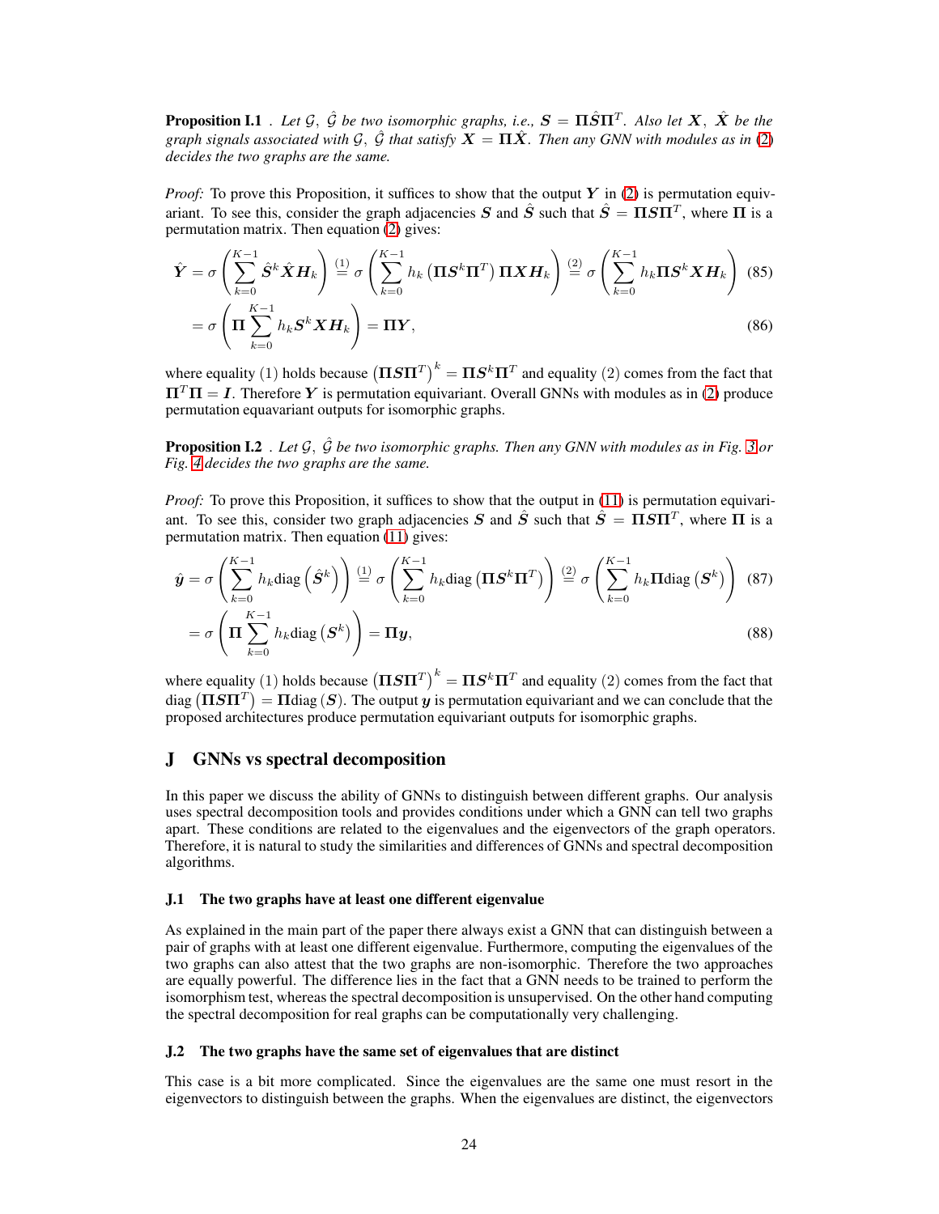**Proposition I.1** . *Let $\mathcal{G}$, $\hat{\mathcal{G}}$ be two isomorphic graphs, i.e., $\boldsymbol{S} = \boldsymbol{\Pi}\hat{\boldsymbol{S}}\boldsymbol{\Pi}^T$. Also let $\boldsymbol{X}$, $\hat{\boldsymbol{X}}$ be the graph signals associated with $\mathcal{G}$, $\hat{\mathcal{G}}$ that satisfy $\boldsymbol{X} = \boldsymbol{\Pi}\hat{\boldsymbol{X}}$. Then any GNN with modules as in (2) decides the two graphs are the same.*

*Proof:* To prove this Proposition, it suffices to show that the output $\boldsymbol{Y}$ in (2) is permutation equivariant. To see this, consider the graph adjacencies $\boldsymbol{S}$ and $\hat{\boldsymbol{S}}$ such that $\hat{\boldsymbol{S}} = \boldsymbol{\Pi}\boldsymbol{S}\boldsymbol{\Pi}^T$, where $\boldsymbol{\Pi}$ is a permutation matrix. Then equation (2) gives:

$$\hat{\boldsymbol{Y}} = \sigma\left(\sum_{k=0}^{K-1} \hat{\boldsymbol{S}}^k \hat{\boldsymbol{X}} \boldsymbol{H}_k\right) \overset{(1)}{=} \sigma\left(\sum_{k=0}^{K-1} h_k \left(\boldsymbol{\Pi}\boldsymbol{S}^k\boldsymbol{\Pi}^T\right)\boldsymbol{\Pi}\boldsymbol{X}\boldsymbol{H}_k\right) \overset{(2)}{=} \sigma\left(\sum_{k=0}^{K-1} h_k \boldsymbol{\Pi}\boldsymbol{S}^k\boldsymbol{X}\boldsymbol{H}_k\right) \tag{85}$$

$$= \sigma\left(\boldsymbol{\Pi}\sum_{k=0}^{K-1} h_k \boldsymbol{S}^k\boldsymbol{X}\boldsymbol{H}_k\right) = \boldsymbol{\Pi}\boldsymbol{Y}, \tag{86}$$

where equality $(1)$ holds because $\left(\boldsymbol{\Pi}\boldsymbol{S}\boldsymbol{\Pi}^T\right)^k = \boldsymbol{\Pi}\boldsymbol{S}^k\boldsymbol{\Pi}^T$ and equality $(2)$ comes from the fact that $\boldsymbol{\Pi}^T\boldsymbol{\Pi} = \boldsymbol{I}$. Therefore $\boldsymbol{Y}$ is permutation equivariant. Overall GNNs with modules as in (2) produce permutation equavariant outputs for isomorphic graphs.

**Proposition I.2** . *Let $\mathcal{G}$, $\hat{\mathcal{G}}$ be two isomorphic graphs. Then any GNN with modules as in Fig. 3 or Fig. 4 decides the two graphs are the same.*

*Proof:* To prove this Proposition, it suffices to show that the output in (11) is permutation equivariant. To see this, consider two graph adjacencies $\boldsymbol{S}$ and $\hat{\boldsymbol{S}}$ such that $\hat{\boldsymbol{S}} = \boldsymbol{\Pi}\boldsymbol{S}\boldsymbol{\Pi}^T$, where $\boldsymbol{\Pi}$ is a permutation matrix. Then equation (11) gives:

$$\hat{\boldsymbol{y}} = \sigma\left(\sum_{k=0}^{K-1} h_k \text{diag}\left(\hat{\boldsymbol{S}}^k\right)\right) \overset{(1)}{=} \sigma\left(\sum_{k=0}^{K-1} h_k \text{diag}\left(\boldsymbol{\Pi}\boldsymbol{S}^k\boldsymbol{\Pi}^T\right)\right) \overset{(2)}{=} \sigma\left(\sum_{k=0}^{K-1} h_k \boldsymbol{\Pi}\text{diag}\left(\boldsymbol{S}^k\right)\right) \tag{87}$$

$$= \sigma\left(\boldsymbol{\Pi}\sum_{k=0}^{K-1} h_k \text{diag}\left(\boldsymbol{S}^k\right)\right) = \boldsymbol{\Pi}\boldsymbol{y}, \tag{88}$$

where equality $(1)$ holds because $\left(\boldsymbol{\Pi}\boldsymbol{S}\boldsymbol{\Pi}^T\right)^k = \boldsymbol{\Pi}\boldsymbol{S}^k\boldsymbol{\Pi}^T$ and equality $(2)$ comes from the fact that $\text{diag}\left(\boldsymbol{\Pi}\boldsymbol{S}\boldsymbol{\Pi}^T\right) = \boldsymbol{\Pi}\text{diag}\left(\boldsymbol{S}\right)$. The output $\boldsymbol{y}$ is permutation equivariant and we can conclude that the proposed architectures produce permutation equivariant outputs for isomorphic graphs.

## J GNNs vs spectral decomposition

In this paper we discuss the ability of GNNs to distinguish between different graphs. Our analysis uses spectral decomposition tools and provides conditions under which a GNN can tell two graphs apart. These conditions are related to the eigenvalues and the eigenvectors of the graph operators. Therefore, it is natural to study the similarities and differences of GNNs and spectral decomposition algorithms.

### J.1 The two graphs have at least one different eigenvalue

As explained in the main part of the paper there always exist a GNN that can distinguish between a pair of graphs with at least one different eigenvalue. Furthermore, computing the eigenvalues of the two graphs can also attest that the two graphs are non-isomorphic. Therefore the two approaches are equally powerful. The difference lies in the fact that a GNN needs to be trained to perform the isomorphism test, whereas the spectral decomposition is unsupervised. On the other hand computing the spectral decomposition for real graphs can be computationally very challenging.

### J.2 The two graphs have the same set of eigenvalues that are distinct

This case is a bit more complicated. Since the eigenvalues are the same one must resort in the eigenvectors to distinguish between the graphs. When the eigenvalues are distinct, the eigenvectors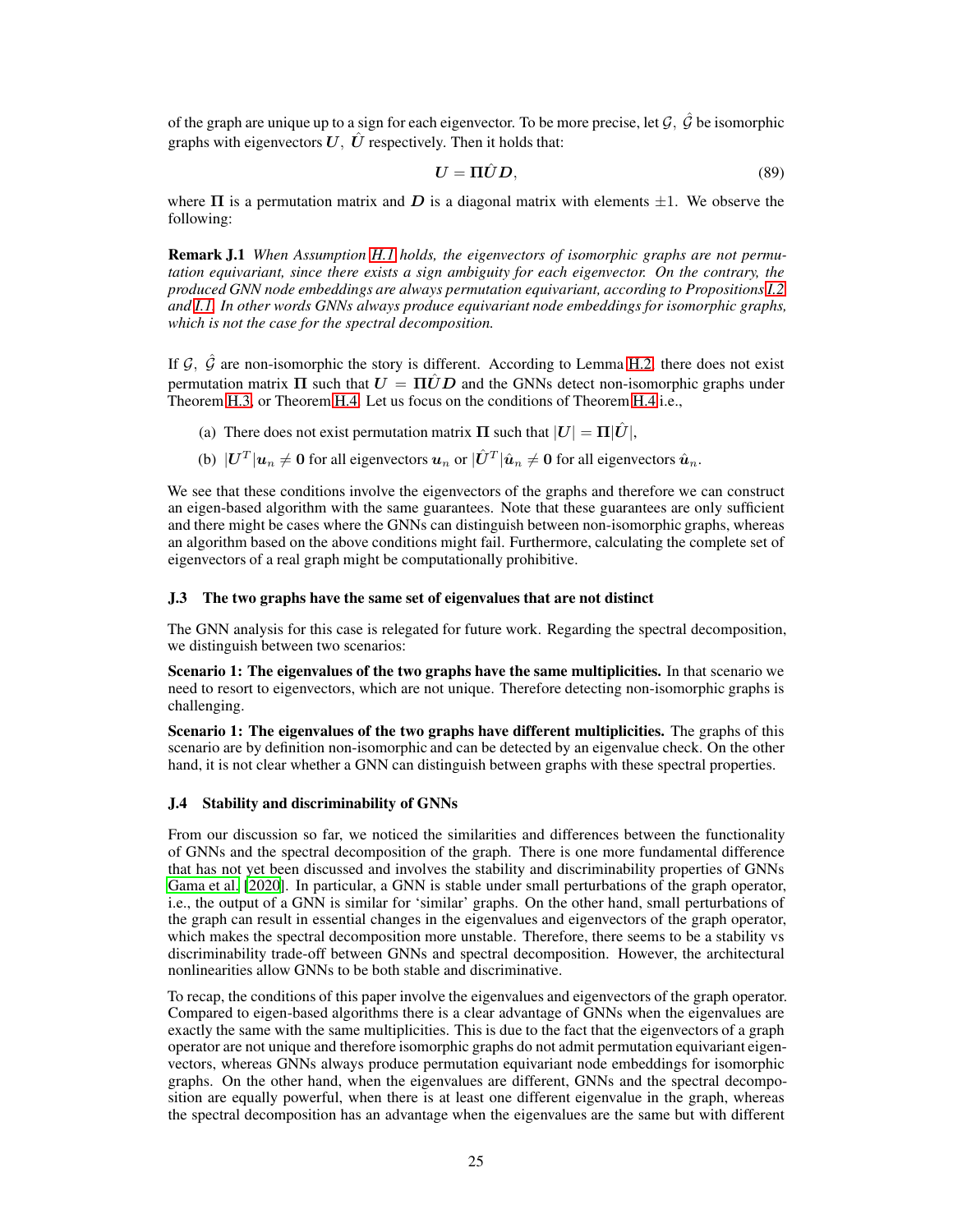of the graph are unique up to a sign for each eigenvector. To be more precise, let $\mathcal{G},\ \hat{\mathcal{G}}$ be isomorphic graphs with eigenvectors $\boldsymbol{U},\ \hat{\boldsymbol{U}}$ respectively. Then it holds that:

$$\boldsymbol{U} = \boldsymbol{\Pi}\hat{\boldsymbol{U}}\boldsymbol{D}, \tag{89}$$

where $\boldsymbol{\Pi}$ is a permutation matrix and $\boldsymbol{D}$ is a diagonal matrix with elements $\pm 1$. We observe the following:

**Remark J.1** *When Assumption H.1 holds, the eigenvectors of isomorphic graphs are not permutation equivariant, since there exists a sign ambiguity for each eigenvector. On the contrary, the produced GNN node embeddings are always permutation equivariant, according to Propositions I.2 and I.1. In other words GNNs always produce equivariant node embeddings for isomorphic graphs, which is not the case for the spectral decomposition.*

If $\mathcal{G},\ \hat{\mathcal{G}}$ are non-isomorphic the story is different. According to Lemma H.2, there does not exist permutation matrix $\boldsymbol{\Pi}$ such that $\boldsymbol{U} = \boldsymbol{\Pi}\hat{\boldsymbol{U}}\boldsymbol{D}$ and the GNNs detect non-isomorphic graphs under Theorem H.3, or Theorem H.4. Let us focus on the conditions of Theorem H.4 i.e.,

(a) There does not exist permutation matrix $\boldsymbol{\Pi}$ such that $|\boldsymbol{U}| = \boldsymbol{\Pi}|\hat{\boldsymbol{U}}|$,

(b) $|\boldsymbol{U}^T|\boldsymbol{u}_n \neq \boldsymbol{0}$ for all eigenvectors $\boldsymbol{u}_n$ or $|\hat{\boldsymbol{U}}^T|\hat{\boldsymbol{u}}_n \neq \boldsymbol{0}$ for all eigenvectors $\hat{\boldsymbol{u}}_n$.

We see that these conditions involve the eigenvectors of the graphs and therefore we can construct an eigen-based algorithm with the same guarantees. Note that these guarantees are only sufficient and there might be cases where the GNNs can distinguish between non-isomorphic graphs, whereas an algorithm based on the above conditions might fail. Furthermore, calculating the complete set of eigenvectors of a real graph might be computationally prohibitive.

### J.3 The two graphs have the same set of eigenvalues that are not distinct

The GNN analysis for this case is relegated for future work. Regarding the spectral decomposition, we distinguish between two scenarios:

**Scenario 1: The eigenvalues of the two graphs have the same multiplicities.** In that scenario we need to resort to eigenvectors, which are not unique. Therefore detecting non-isomorphic graphs is challenging.

**Scenario 1: The eigenvalues of the two graphs have different multiplicities.** The graphs of this scenario are by definition non-isomorphic and can be detected by an eigenvalue check. On the other hand, it is not clear whether a GNN can distinguish between graphs with these spectral properties.

### J.4 Stability and discriminability of GNNs

From our discussion so far, we noticed the similarities and differences between the functionality of GNNs and the spectral decomposition of the graph. There is one more fundamental difference that has not yet been discussed and involves the stability and discriminability properties of GNNs Gama et al. [2020]. In particular, a GNN is stable under small perturbations of the graph operator, i.e., the output of a GNN is similar for 'similar' graphs. On the other hand, small perturbations of the graph can result in essential changes in the eigenvalues and eigenvectors of the graph operator, which makes the spectral decomposition more unstable. Therefore, there seems to be a stability vs discriminability trade-off between GNNs and spectral decomposition. However, the architectural nonlinearities allow GNNs to be both stable and discriminative.

To recap, the conditions of this paper involve the eigenvalues and eigenvectors of the graph operator. Compared to eigen-based algorithms there is a clear advantage of GNNs when the eigenvalues are exactly the same with the same multiplicities. This is due to the fact that the eigenvectors of a graph operator are not unique and therefore isomorphic graphs do not admit permutation equivariant eigenvectors, whereas GNNs always produce permutation equivariant node embeddings for isomorphic graphs. On the other hand, when the eigenvalues are different, GNNs and the spectral decomposition are equally powerful, when there is at least one different eigenvalue in the graph, whereas the spectral decomposition has an advantage when the eigenvalues are the same but with different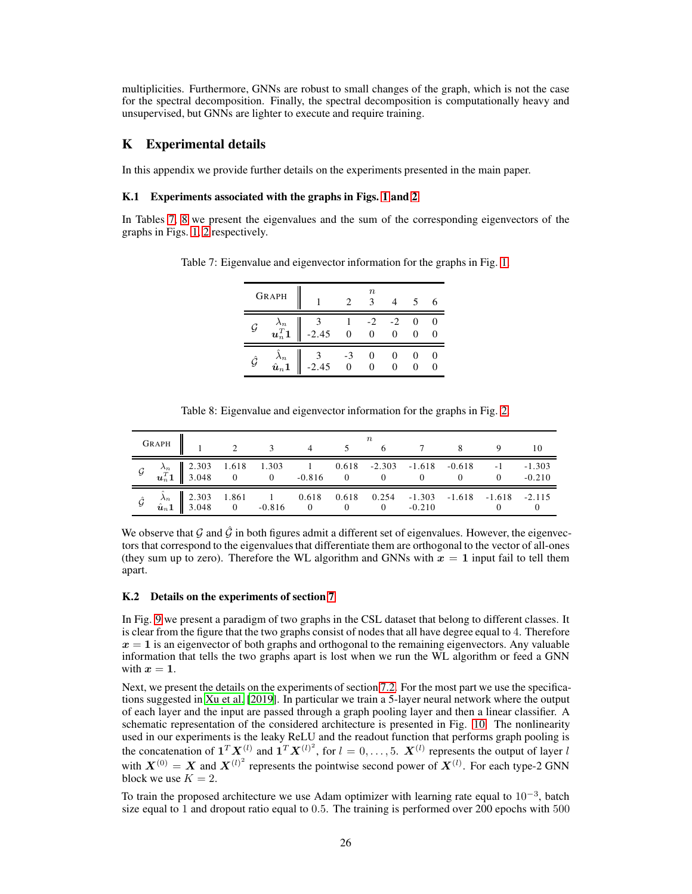multiplicities. Furthermore, GNNs are robust to small changes of the graph, which is not the case for the spectral decomposition. Finally, the spectral decomposition is computationally heavy and unsupervised, but GNNs are lighter to execute and require training.

## K Experimental details

In this appendix we provide further details on the experiments presented in the main paper.

### K.1 Experiments associated with the graphs in Figs. 1 and 2

In Tables 7, 8 we present the eigenvalues and the sum of the corresponding eigenvectors of the graphs in Figs. 1, 2 respectively.

Table 7: Eigenvalue and eigenvector information for the graphs in Fig. 1

| Graph | | $n$ = 1 | 2 | 3 | 4 | 5 | 6 |
|---|---|---|---|---|---|---|---|
| $\mathcal{G}$ | $\lambda_n$ | 3 | 1 | -2 | -2 | 0 | 0 |
| | $\boldsymbol{u}_n^T\boldsymbol{1}$ | -2.45 | 0 | 0 | 0 | 0 | 0 |
| $\hat{\mathcal{G}}$ | $\hat{\lambda}_n$ | 3 | -3 | 0 | 0 | 0 | 0 |
| | $\hat{\boldsymbol{u}}_n\boldsymbol{1}$ | -2.45 | 0 | 0 | 0 | 0 | 0 |

Table 8: Eigenvalue and eigenvector information for the graphs in Fig. 2

| Graph | | $n$ = 1 | 2 | 3 | 4 | 5 | 6 | 7 | 8 | 9 | 10 |
|---|---|---|---|---|---|---|---|---|---|---|---|
| $\mathcal{G}$ | $\lambda_n$ | 2.303 | 1.618 | 1.303 | 1 | 0.618 | -2.303 | -1.618 | -0.618 | -1 | -1.303 |
| | $\boldsymbol{u}_n^T\boldsymbol{1}$ | 3.048 | 0 | 0 | -0.816 | 0 | 0 | 0 | 0 | 0 | -0.210 |
| $\hat{\mathcal{G}}$ | $\hat{\lambda}_n$ | 2.303 | 1.861 | 1 | 0.618 | 0.618 | 0.254 | -1.303 | -1.618 | -1.618 | -2.115 |
| | $\hat{\boldsymbol{u}}_n\boldsymbol{1}$ | 3.048 | 0 | -0.816 | 0 | 0 | 0 | -0.210 | | 0 | 0 |

We observe that $\mathcal{G}$ and $\hat{\mathcal{G}}$ in both figures admit a different set of eigenvalues. However, the eigenvectors that correspond to the eigenvalues that differentiate them are orthogonal to the vector of all-ones (they sum up to zero). Therefore the WL algorithm and GNNs with $\boldsymbol{x} = \boldsymbol{1}$ input fail to tell them apart.

### K.2 Details on the experiments of section 7

In Fig. 9 we present a paradigm of two graphs in the CSL dataset that belong to different classes. It is clear from the figure that the two graphs consist of nodes that all have degree equal to 4. Therefore $\boldsymbol{x} = \boldsymbol{1}$ is an eigenvector of both graphs and orthogonal to the remaining eigenvectors. Any valuable information that tells the two graphs apart is lost when we run the WL algorithm or feed a GNN with $\boldsymbol{x} = \boldsymbol{1}$.

Next, we present the details on the experiments of section 7.2. For the most part we use the specifications suggested in Xu et al. [2019]. In particular we train a 5-layer neural network where the output of each layer and the input are passed through a graph pooling layer and then a linear classifier. A schematic representation of the considered architecture is presented in Fig. 10. The nonlinearity used in our experiments is the leaky ReLU and the readout function that performs graph pooling is the concatenation of $\boldsymbol{1}^T\boldsymbol{X}^{(l)}$ and $\boldsymbol{1}^T\boldsymbol{X}^{(l)^2}$, for $l = 0, \ldots, 5$. $\boldsymbol{X}^{(l)}$ represents the output of layer $l$ with $\boldsymbol{X}^{(0)} = \boldsymbol{X}$ and $\boldsymbol{X}^{(l)^2}$ represents the pointwise second power of $\boldsymbol{X}^{(l)}$. For each type-2 GNN block we use $K = 2$.

To train the proposed architecture we use Adam optimizer with learning rate equal to $10^{-3}$, batch size equal to 1 and dropout ratio equal to 0.5. The training is performed over 200 epochs with 500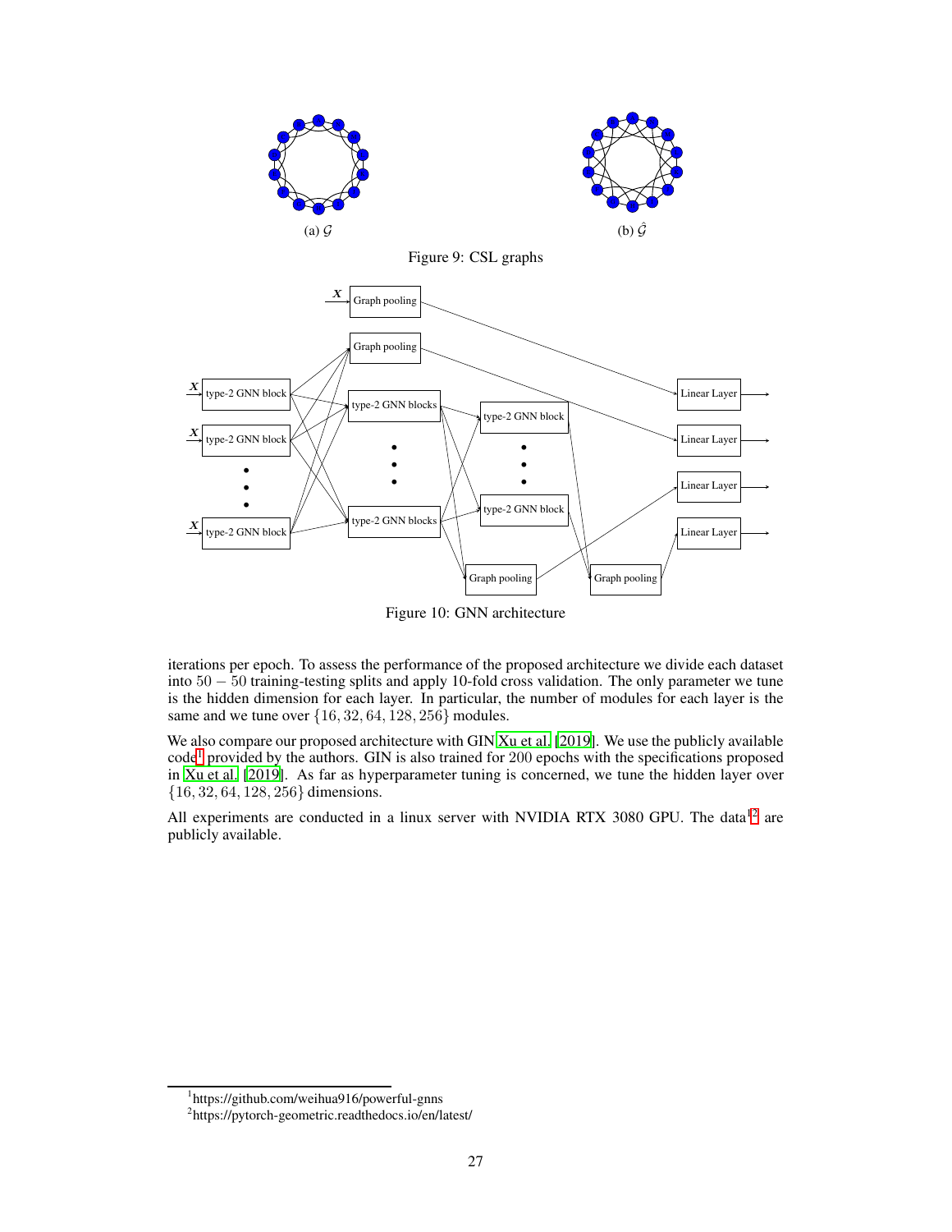(a) $\mathcal{G}$

(b) $\hat{\mathcal{G}}$

Figure 9: CSL graphs

$X$

Graph pooling

Graph pooling

$X$

type-2 GNN block

$X$

type-2 GNN block

$X$

type-2 GNN block

type-2 GNN blocks

type-2 GNN blocks

type-2 GNN block

type-2 GNN block

Graph pooling

Graph pooling

Linear Layer

Linear Layer

Linear Layer

Linear Layer

Figure 10: GNN architecture

iterations per epoch. To assess the performance of the proposed architecture we divide each dataset into $50-50$ training-testing splits and apply 10-fold cross validation. The only parameter we tune is the hidden dimension for each layer. In particular, the number of modules for each layer is the same and we tune over $\{16, 32, 64, 128, 256\}$ modules.

We also compare our proposed architecture with GIN Xu et al. [2019]. We use the publicly available code[1] provided by the authors. GIN is also trained for 200 epochs with the specifications proposed in Xu et al. [2019]. As far as hyperparameter tuning is concerned, we tune the hidden layer over $\{16, 32, 64, 128, 256\}$ dimensions.

All experiments are conducted in a linux server with NVIDIA RTX 3080 GPU. The data[12] are publicly available.

[1] https://github.com/weihua916/powerful-gnns

[2] https://pytorch-geometric.readthedocs.io/en/latest/